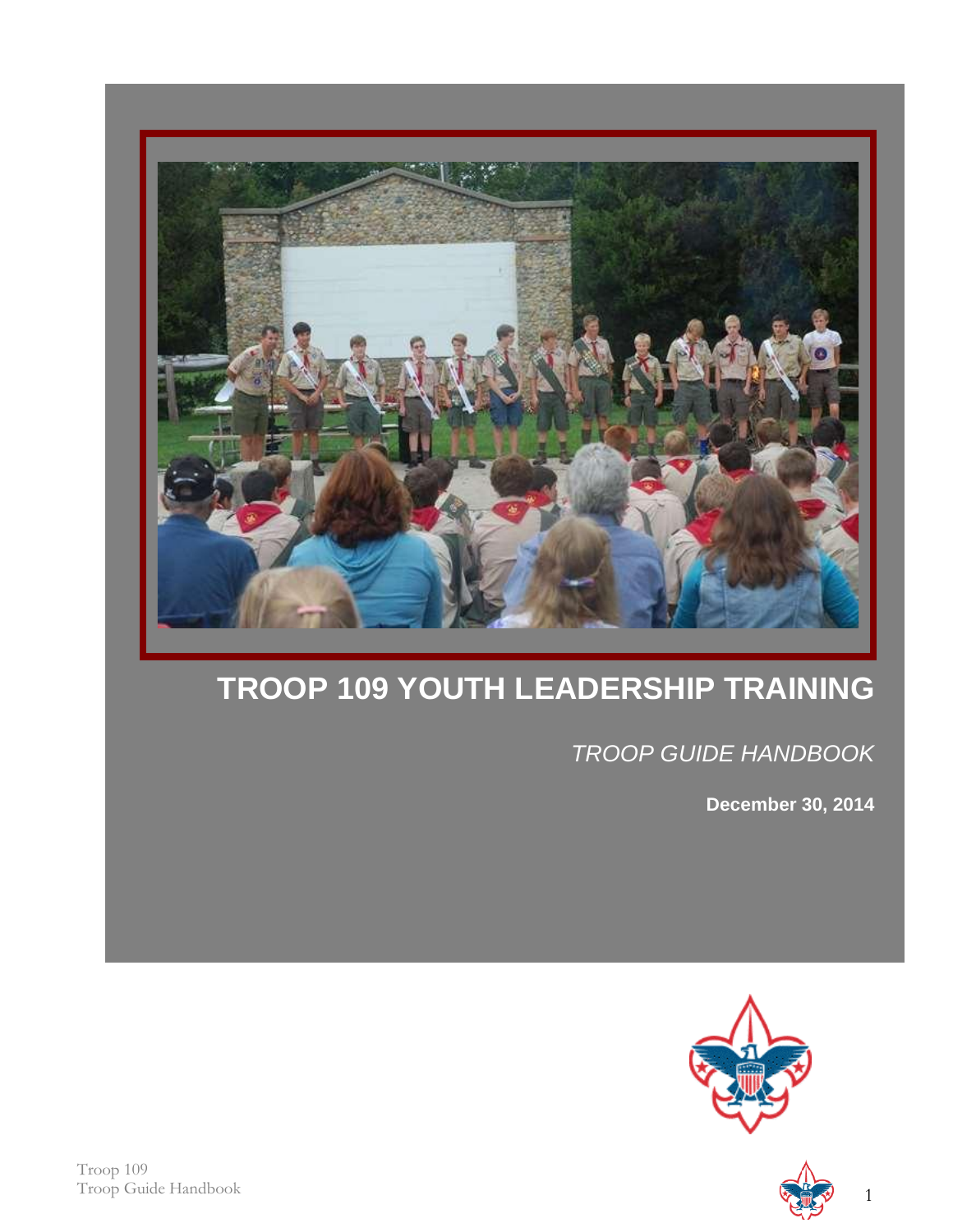# TROOP 109 YOUTH LEADERSHIP TRAINING

*TROOP GUIDE HANDBOOK*

**December 30, 2014**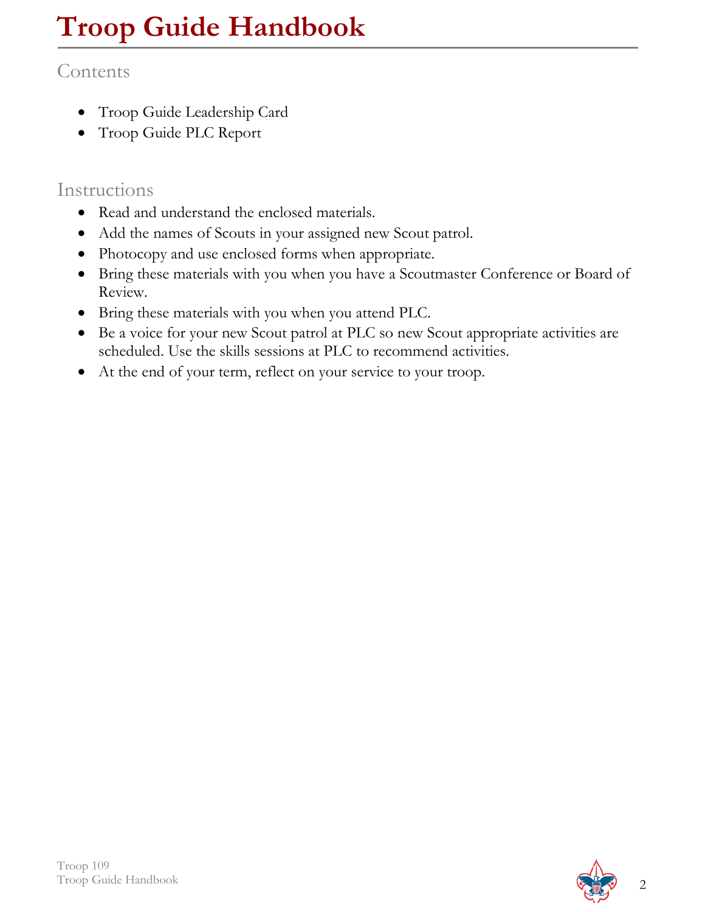# Troop Guide Handbook

## Contents

- Troop Guide Leadership Card
- Troop Guide PLC Report

## Instructions

- Read and understand the enclosed materials.
- Add the names of Scouts in your assigned new Scout patrol.
- Photocopy and use enclosed forms when appropriate.
- Bring these materials with you when you have a Scoutmaster Conference or Board of Review.
- Bring these materials with you when you attend PLC.
- Be a voice for your new Scout patrol at PLC so new Scout appropriate activities are scheduled. Use the skills sessions at PLC to recommend activities.
- At the end of your term, reflect on your service to your troop.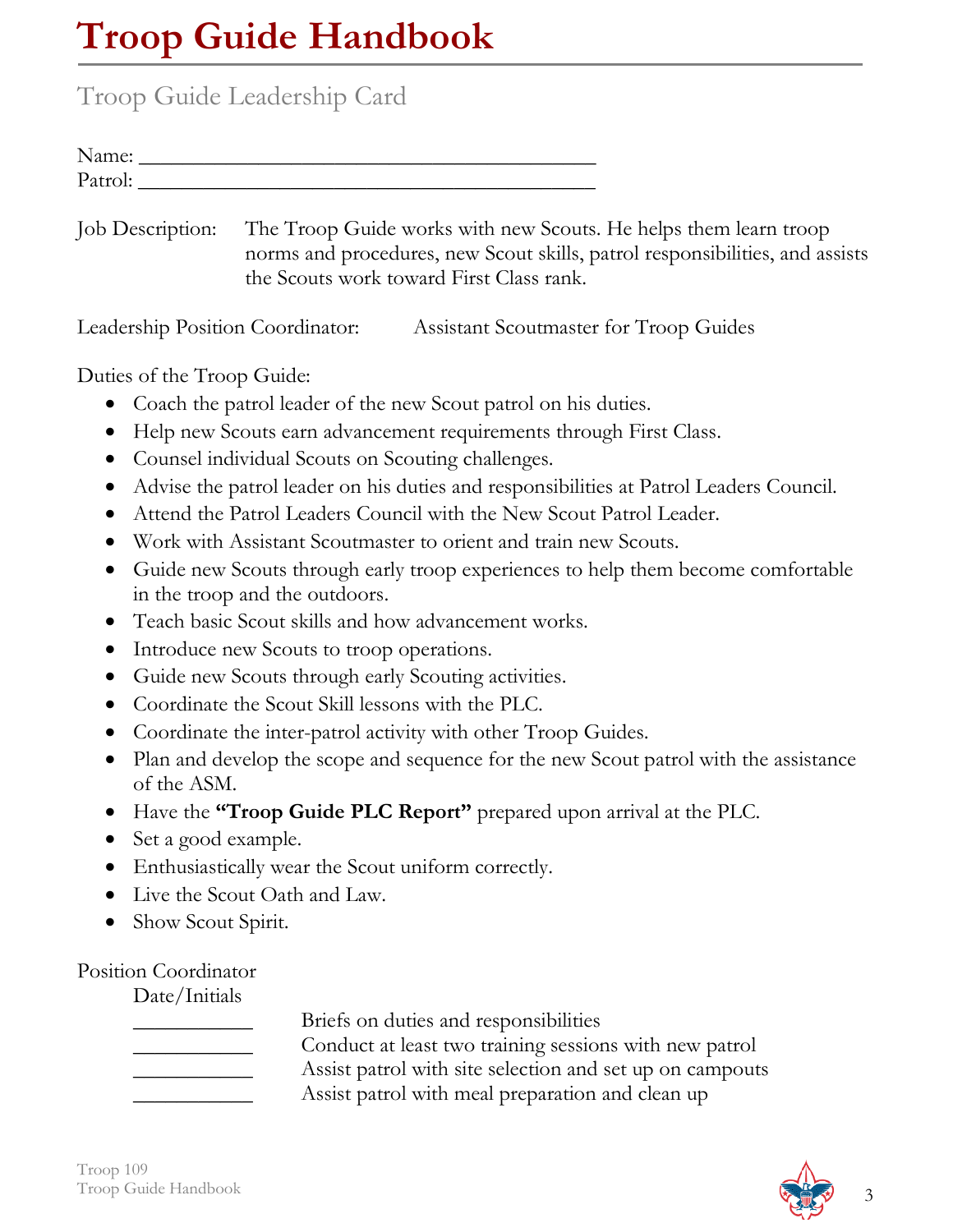# Troop Guide Handbook

## Troop Guide Leadership Card

Name: ___________________________________________
Patrol: ___________________________________________

Job Description: The Troop Guide works with new Scouts. He helps them learn troop norms and procedures, new Scout skills, patrol responsibilities, and assists the Scouts work toward First Class rank.

Leadership Position Coordinator: Assistant Scoutmaster for Troop Guides

Duties of the Troop Guide:

- Coach the patrol leader of the new Scout patrol on his duties.
- Help new Scouts earn advancement requirements through First Class.
- Counsel individual Scouts on Scouting challenges.
- Advise the patrol leader on his duties and responsibilities at Patrol Leaders Council.
- Attend the Patrol Leaders Council with the New Scout Patrol Leader.
- Work with Assistant Scoutmaster to orient and train new Scouts.
- Guide new Scouts through early troop experiences to help them become comfortable in the troop and the outdoors.
- Teach basic Scout skills and how advancement works.
- Introduce new Scouts to troop operations.
- Guide new Scouts through early Scouting activities.
- Coordinate the Scout Skill lessons with the PLC.
- Coordinate the inter-patrol activity with other Troop Guides.
- Plan and develop the scope and sequence for the new Scout patrol with the assistance of the ASM.
- Have the **"Troop Guide PLC Report"** prepared upon arrival at the PLC.
- Set a good example.
- Enthusiastically wear the Scout uniform correctly.
- Live the Scout Oath and Law.
- Show Scout Spirit.

Position Coordinator
Date/Initials

| | |
|---|---|
| ___________ | Briefs on duties and responsibilities |
| ___________ | Conduct at least two training sessions with new patrol |
| ___________ | Assist patrol with site selection and set up on campouts |
| ___________ | Assist patrol with meal preparation and clean up |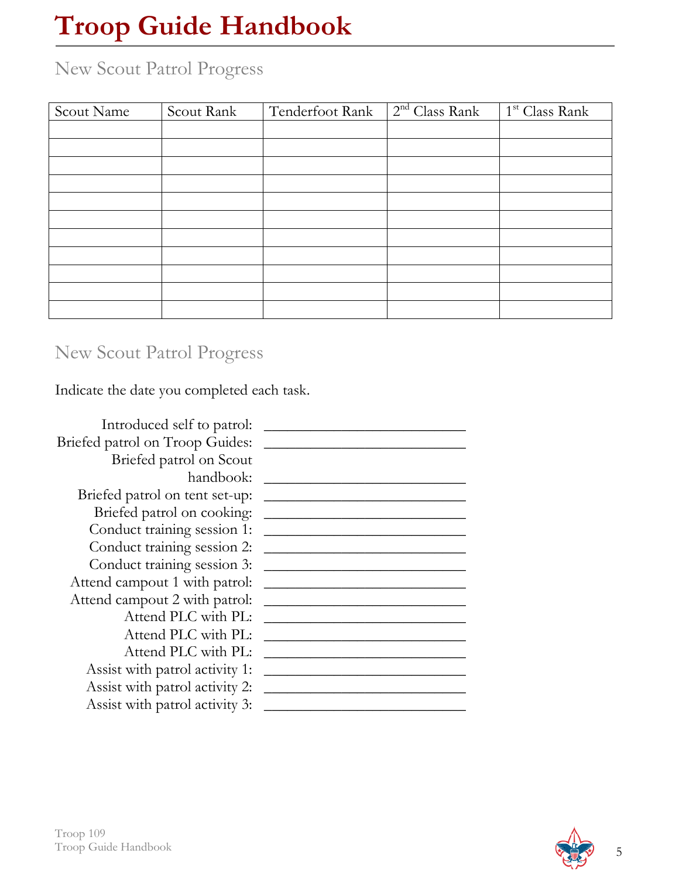# Troop Guide Handbook

## New Scout Patrol Progress

| Scout Name | Scout Rank | Tenderfoot Rank | 2nd Class Rank | 1st Class Rank |
|---|---|---|---|---|
| | | | | |
| | | | | |
| | | | | |
| | | | | |
| | | | | |
| | | | | |
| | | | | |
| | | | | |
| | | | | |
| | | | | |
| | | | | |

## New Scout Patrol Progress

Indicate the date you completed each task.

Introduced self to patrol: ___________________________

Briefed patrol on Troop Guides: ___________________________

Briefed patrol on Scout handbook: ___________________________

Briefed patrol on tent set-up: ___________________________

Briefed patrol on cooking: ___________________________

Conduct training session 1: ___________________________

Conduct training session 2: ___________________________

Conduct training session 3: ___________________________

Attend campout 1 with patrol: ___________________________

Attend campout 2 with patrol: ___________________________

Attend PLC with PL: ___________________________

Attend PLC with PL: ___________________________

Attend PLC with PL: ___________________________

Assist with patrol activity 1: ___________________________

Assist with patrol activity 2: ___________________________

Assist with patrol activity 3: ___________________________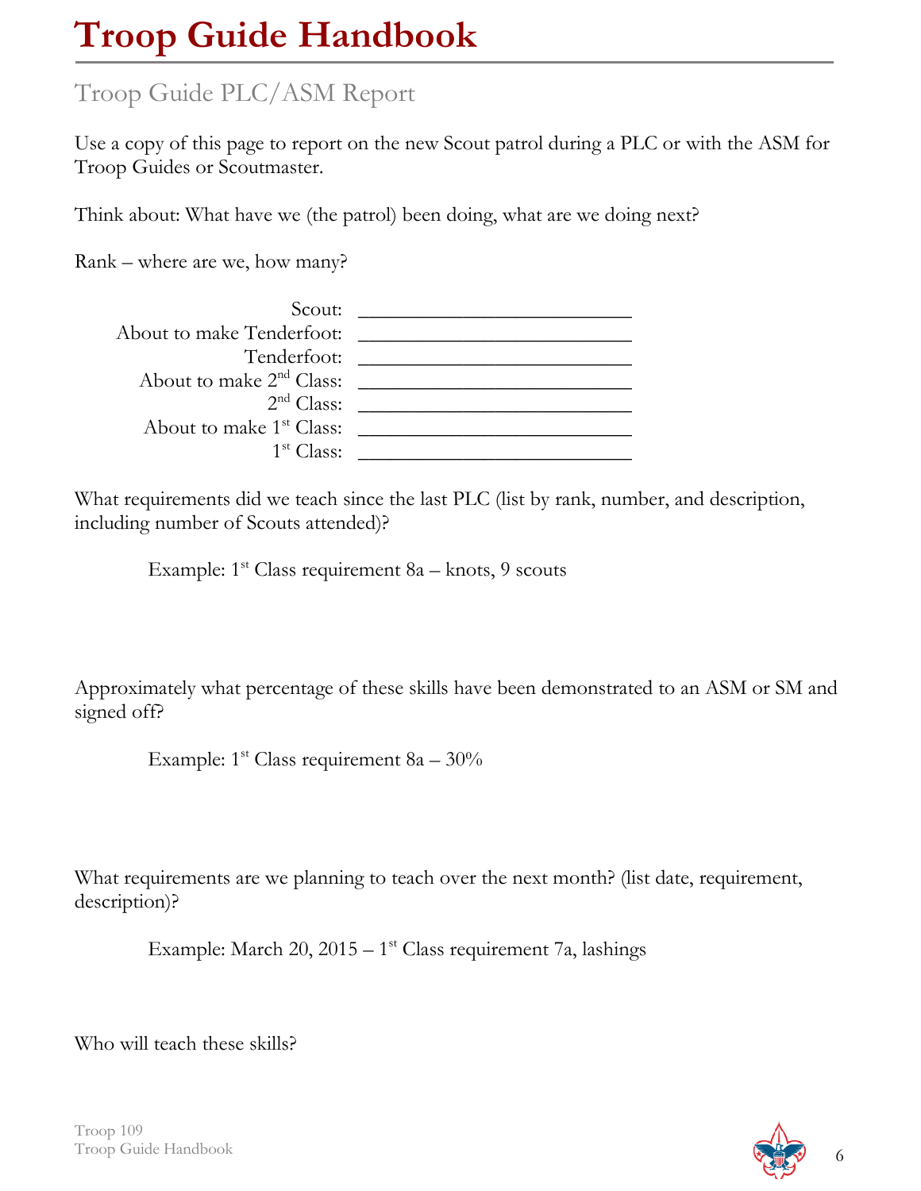# Troop Guide Handbook

## Troop Guide PLC/ASM Report

Use a copy of this page to report on the new Scout patrol during a PLC or with the ASM for Troop Guides or Scoutmaster.

Think about: What have we (the patrol) been doing, what are we doing next?

Rank – where are we, how many?

Scout: ___________________________

About to make Tenderfoot: ___________________________

Tenderfoot: ___________________________

About to make 2nd Class: ___________________________

2nd Class: ___________________________

About to make 1st Class: ___________________________

1st Class: ___________________________

What requirements did we teach since the last PLC (list by rank, number, and description, including number of Scouts attended)?

> Example: 1st Class requirement 8a – knots, 9 scouts

Approximately what percentage of these skills have been demonstrated to an ASM or SM and signed off?

> Example: 1st Class requirement 8a – 30%

What requirements are we planning to teach over the next month? (list date, requirement, description)?

> Example: March 20, 2015 – 1st Class requirement 7a, lashings

Who will teach these skills?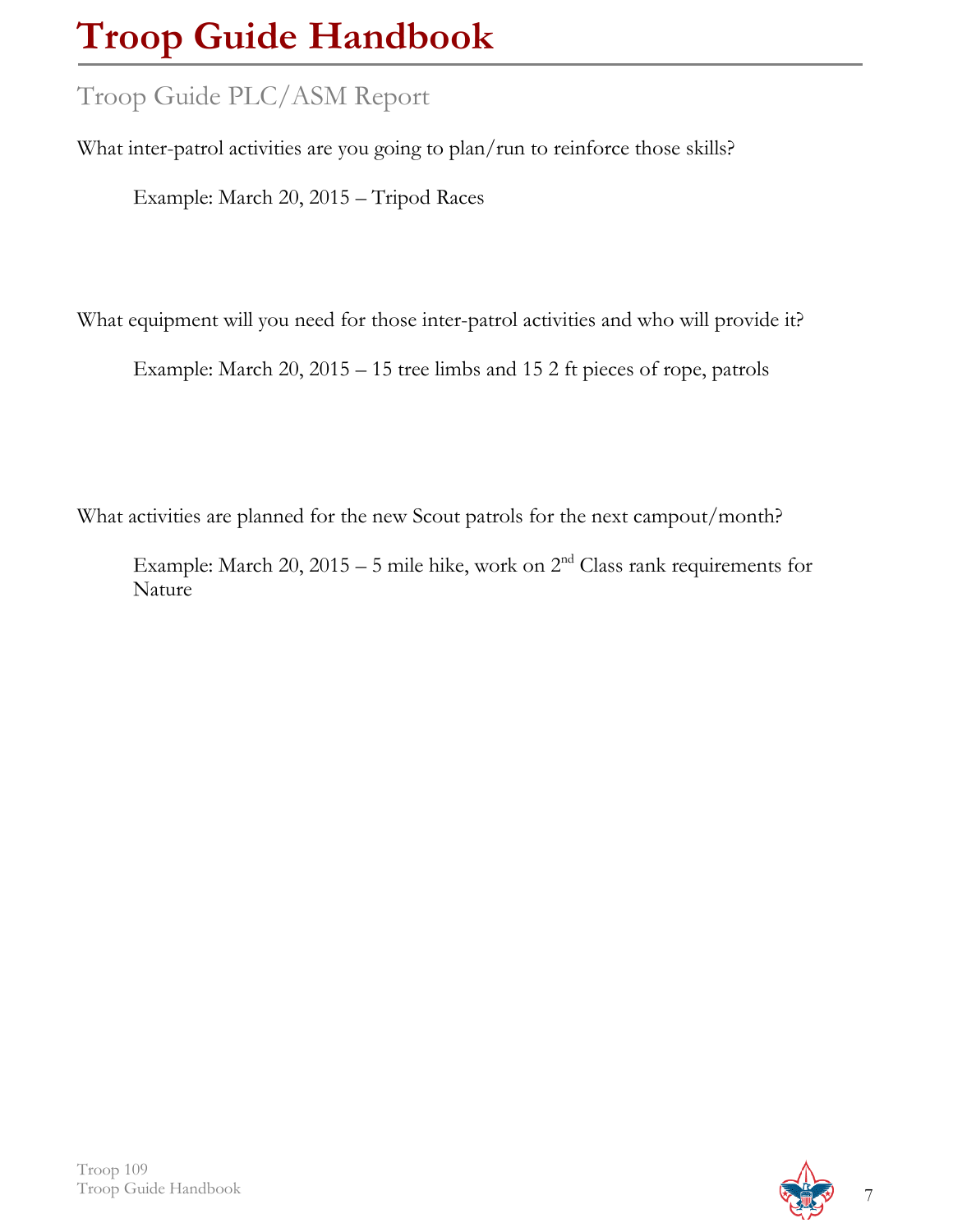# Troop Guide Handbook

## Troop Guide PLC/ASM Report

What inter-patrol activities are you going to plan/run to reinforce those skills?

> Example: March 20, 2015 – Tripod Races

What equipment will you need for those inter-patrol activities and who will provide it?

> Example: March 20, 2015 – 15 tree limbs and 15 2 ft pieces of rope, patrols

What activities are planned for the new Scout patrols for the next campout/month?

> Example: March 20, 2015 – 5 mile hike, work on 2nd Class rank requirements for Nature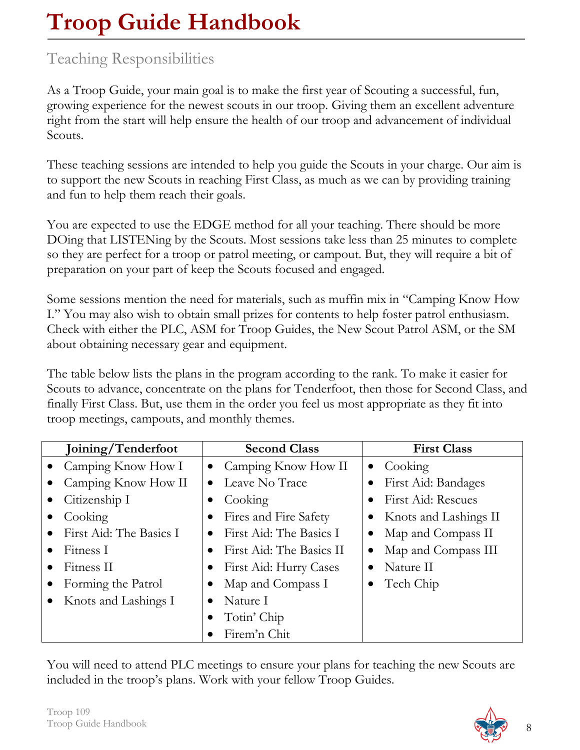# Troop Guide Handbook

## Teaching Responsibilities

As a Troop Guide, your main goal is to make the first year of Scouting a successful, fun, growing experience for the newest scouts in our troop. Giving them an excellent adventure right from the start will help ensure the health of our troop and advancement of individual Scouts.

These teaching sessions are intended to help you guide the Scouts in your charge. Our aim is to support the new Scouts in reaching First Class, as much as we can by providing training and fun to help them reach their goals.

You are expected to use the EDGE method for all your teaching. There should be more DOing that LISTENing by the Scouts. Most sessions take less than 25 minutes to complete so they are perfect for a troop or patrol meeting, or campout. But, they will require a bit of preparation on your part of keep the Scouts focused and engaged.

Some sessions mention the need for materials, such as muffin mix in "Camping Know How I." You may also wish to obtain small prizes for contents to help foster patrol enthusiasm. Check with either the PLC, ASM for Troop Guides, the New Scout Patrol ASM, or the SM about obtaining necessary gear and equipment.

The table below lists the plans in the program according to the rank. To make it easier for Scouts to advance, concentrate on the plans for Tenderfoot, then those for Second Class, and finally First Class. But, use them in the order you feel us most appropriate as they fit into troop meetings, campouts, and monthly themes.

| Joining/Tenderfoot | Second Class | First Class |
|---|---|---|
| • Camping Know How I | • Camping Know How II | • Cooking |
| • Camping Know How II | • Leave No Trace | • First Aid: Bandages |
| • Citizenship I | • Cooking | • First Aid: Rescues |
| • Cooking | • Fires and Fire Safety | • Knots and Lashings II |
| • First Aid: The Basics I | • First Aid: The Basics I | • Map and Compass II |
| • Fitness I | • First Aid: The Basics II | • Map and Compass III |
| • Fitness II | • First Aid: Hurry Cases | • Nature II |
| • Forming the Patrol | • Map and Compass I | • Tech Chip |
| • Knots and Lashings I | • Nature I | |
| | • Totin' Chip | |
| | • Firem'n Chit | |

You will need to attend PLC meetings to ensure your plans for teaching the new Scouts are included in the troop's plans. Work with your fellow Troop Guides.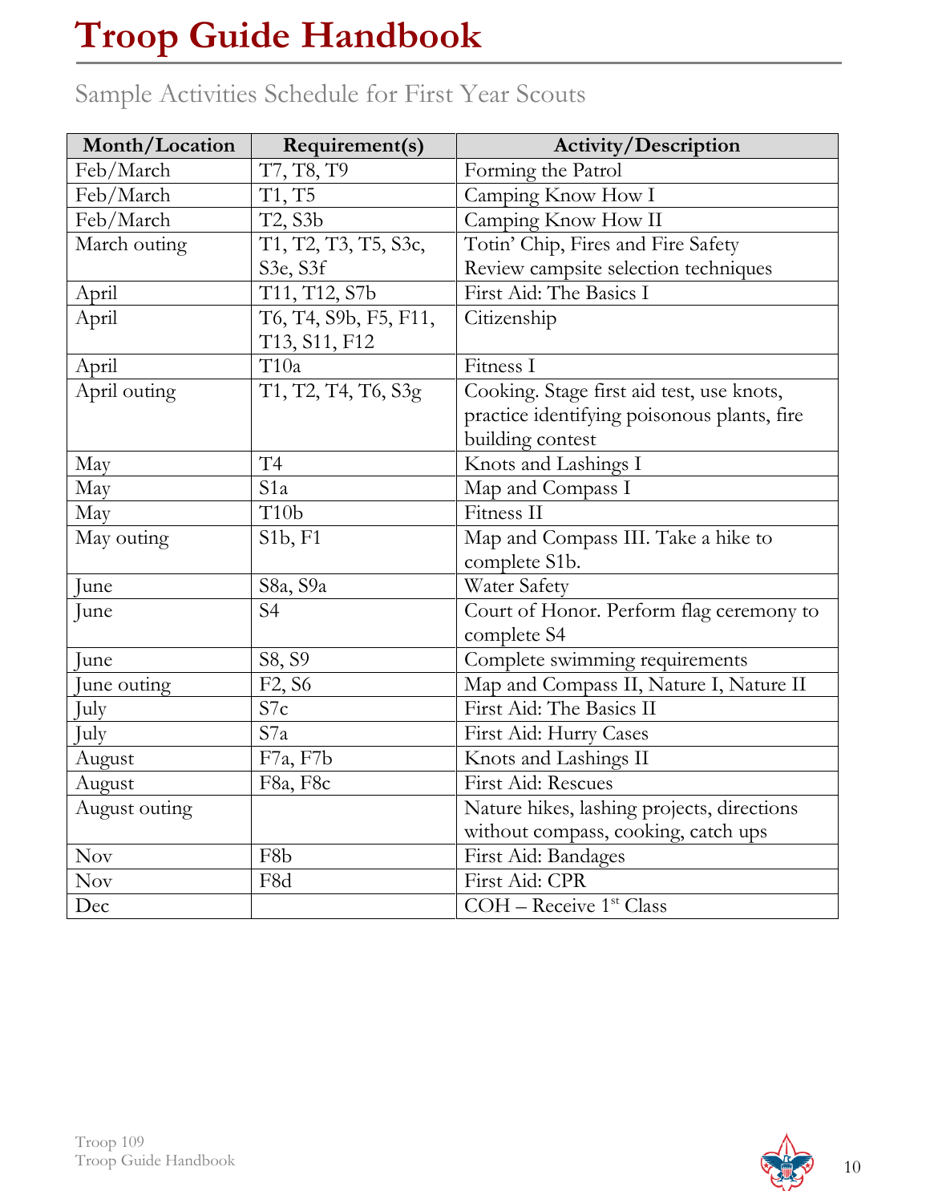# Troop Guide Handbook

## Sample Activities Schedule for First Year Scouts

| Month/Location | Requirement(s) | Activity/Description |
|---|---|---|
| Feb/March | T7, T8, T9 | Forming the Patrol |
| Feb/March | T1, T5 | Camping Know How I |
| Feb/March | T2, S3b | Camping Know How II |
| March outing | T1, T2, T3, T5, S3c, S3e, S3f | Totin' Chip, Fires and Fire Safety Review campsite selection techniques |
| April | T11, T12, S7b | First Aid: The Basics I |
| April | T6, T4, S9b, F5, F11, T13, S11, F12 | Citizenship |
| April | T10a | Fitness I |
| April outing | T1, T2, T4, T6, S3g | Cooking. Stage first aid test, use knots, practice identifying poisonous plants, fire building contest |
| May | T4 | Knots and Lashings I |
| May | S1a | Map and Compass I |
| May | T10b | Fitness II |
| May outing | S1b, F1 | Map and Compass III. Take a hike to complete S1b. |
| June | S8a, S9a | Water Safety |
| June | S4 | Court of Honor. Perform flag ceremony to complete S4 |
| June | S8, S9 | Complete swimming requirements |
| June outing | F2, S6 | Map and Compass II, Nature I, Nature II |
| July | S7c | First Aid: The Basics II |
| July | S7a | First Aid: Hurry Cases |
| August | F7a, F7b | Knots and Lashings II |
| August | F8a, F8c | First Aid: Rescues |
| August outing | | Nature hikes, lashing projects, directions without compass, cooking, catch ups |
| Nov | F8b | First Aid: Bandages |
| Nov | F8d | First Aid: CPR |
| Dec | | COH – Receive 1st Class |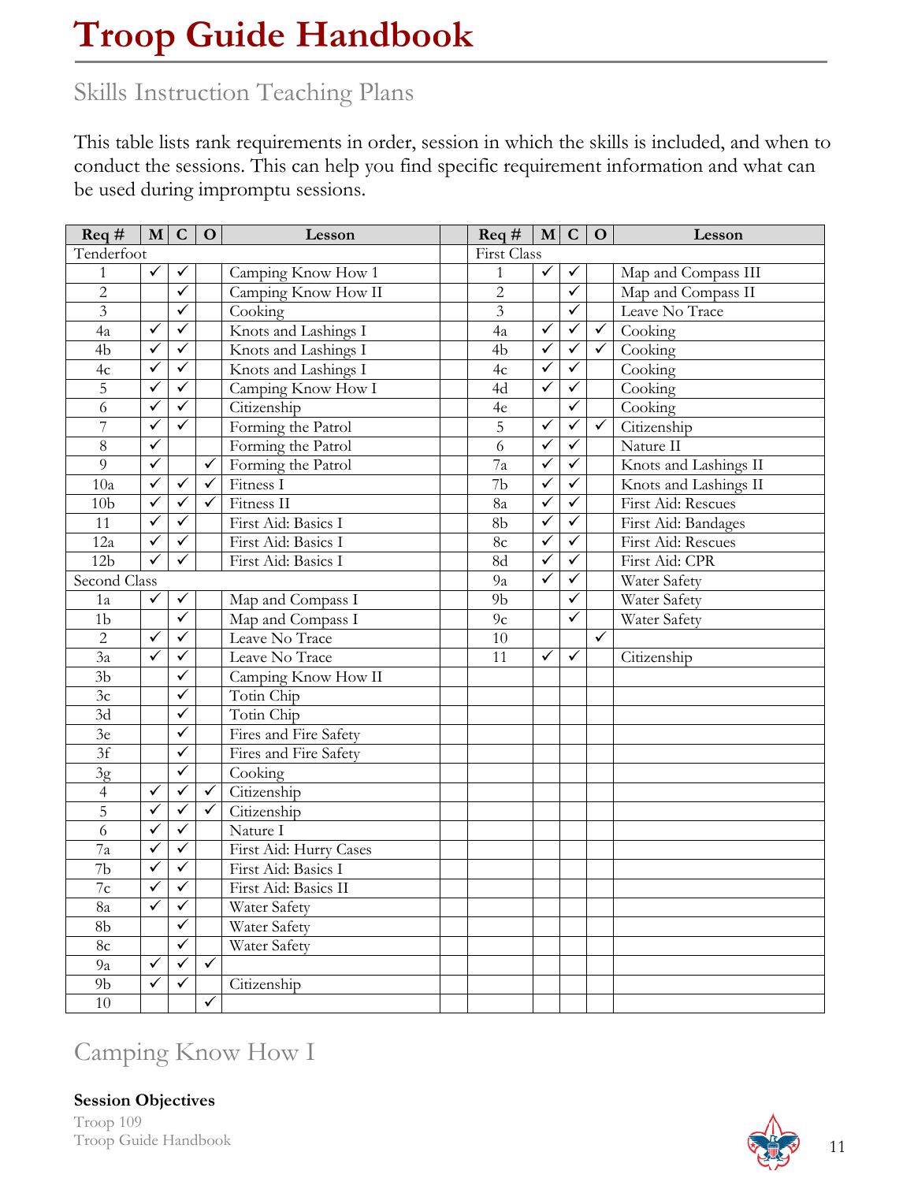# Troop Guide Handbook

## Skills Instruction Teaching Plans

This table lists rank requirements in order, session in which the skills is included, and when to conduct the sessions. This can help you find specific requirement information and what can be used during impromptu sessions.

| Req # | M | C | O | Lesson | | Req # | M | C | O | Lesson |
|---|---|---|---|---|---|---|---|---|---|---|
| Tenderfoot | | | | | | First Class | | | | |
| 1 | ✓ | ✓ | | Camping Know How 1 | | 1 | ✓ | ✓ | | Map and Compass III |
| 2 | | ✓ | | Camping Know How II | | 2 | | ✓ | | Map and Compass II |
| 3 | | ✓ | | Cooking | | 3 | | ✓ | | Leave No Trace |
| 4a | ✓ | ✓ | | Knots and Lashings I | | 4a | ✓ | ✓ | ✓ | Cooking |
| 4b | ✓ | ✓ | | Knots and Lashings I | | 4b | ✓ | ✓ | ✓ | Cooking |
| 4c | ✓ | ✓ | | Knots and Lashings I | | 4c | ✓ | ✓ | | Cooking |
| 5 | ✓ | ✓ | | Camping Know How I | | 4d | ✓ | ✓ | | Cooking |
| 6 | ✓ | ✓ | | Citizenship | | 4e | | ✓ | | Cooking |
| 7 | ✓ | ✓ | | Forming the Patrol | | 5 | ✓ | ✓ | ✓ | Citizenship |
| 8 | ✓ | | | Forming the Patrol | | 6 | ✓ | ✓ | | Nature II |
| 9 | ✓ | | ✓ | Forming the Patrol | | 7a | ✓ | ✓ | | Knots and Lashings II |
| 10a | ✓ | ✓ | ✓ | Fitness I | | 7b | ✓ | ✓ | | Knots and Lashings II |
| 10b | ✓ | ✓ | ✓ | Fitness II | | 8a | ✓ | ✓ | | First Aid: Rescues |
| 11 | ✓ | ✓ | | First Aid: Basics I | | 8b | ✓ | ✓ | | First Aid: Bandages |
| 12a | ✓ | ✓ | | First Aid: Basics I | | 8c | ✓ | ✓ | | First Aid: Rescues |
| 12b | ✓ | ✓ | | First Aid: Basics I | | 8d | ✓ | ✓ | | First Aid: CPR |
| Second Class | | | | | | 9a | ✓ | ✓ | | Water Safety |
| 1a | ✓ | ✓ | | Map and Compass I | | 9b | | ✓ | | Water Safety |
| 1b | | ✓ | | Map and Compass I | | 9c | | ✓ | | Water Safety |
| 2 | ✓ | ✓ | | Leave No Trace | | 10 | | | ✓ | |
| 3a | ✓ | ✓ | | Leave No Trace | | 11 | ✓ | ✓ | | Citizenship |
| 3b | | ✓ | | Camping Know How II | | | | | | |
| 3c | | ✓ | | Totin Chip | | | | | | |
| 3d | | ✓ | | Totin Chip | | | | | | |
| 3e | | ✓ | | Fires and Fire Safety | | | | | | |
| 3f | | ✓ | | Fires and Fire Safety | | | | | | |
| 3g | | ✓ | | Cooking | | | | | | |
| 4 | ✓ | ✓ | ✓ | Citizenship | | | | | | |
| 5 | ✓ | ✓ | ✓ | Citizenship | | | | | | |
| 6 | ✓ | ✓ | | Nature I | | | | | | |
| 7a | ✓ | ✓ | | First Aid: Hurry Cases | | | | | | |
| 7b | ✓ | ✓ | | First Aid: Basics I | | | | | | |
| 7c | ✓ | ✓ | | First Aid: Basics II | | | | | | |
| 8a | ✓ | ✓ | | Water Safety | | | | | | |
| 8b | | ✓ | | Water Safety | | | | | | |
| 8c | | ✓ | | Water Safety | | | | | | |
| 9a | ✓ | ✓ | ✓ | | | | | | | |
| 9b | ✓ | ✓ | | Citizenship | | | | | | |
| 10 | | | ✓ | | | | | | | |

## Camping Know How I

**Session Objectives**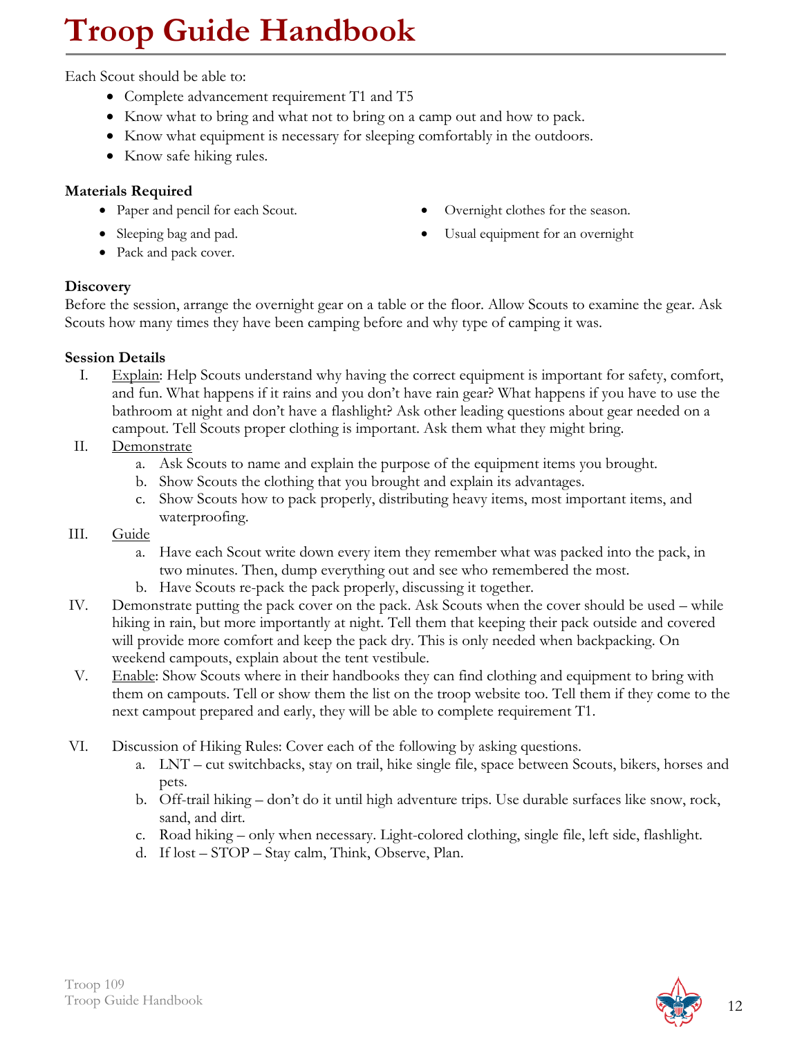# Troop Guide Handbook

Each Scout should be able to:

- Complete advancement requirement T1 and T5
- Know what to bring and what not to bring on a camp out and how to pack.
- Know what equipment is necessary for sleeping comfortably in the outdoors.
- Know safe hiking rules.

**Materials Required**

- Paper and pencil for each Scout.
- Sleeping bag and pad.
- Pack and pack cover.
- Overnight clothes for the season.
- Usual equipment for an overnight

**Discovery**

Before the session, arrange the overnight gear on a table or the floor. Allow Scouts to examine the gear. Ask Scouts how many times they have been camping before and why type of camping it was.

**Session Details**

I. Explain: Help Scouts understand why having the correct equipment is important for safety, comfort, and fun. What happens if it rains and you don't have rain gear? What happens if you have to use the bathroom at night and don't have a flashlight? Ask other leading questions about gear needed on a campout. Tell Scouts proper clothing is important. Ask them what they might bring.

II. Demonstrate
   a. Ask Scouts to name and explain the purpose of the equipment items you brought.
   b. Show Scouts the clothing that you brought and explain its advantages.
   c. Show Scouts how to pack properly, distributing heavy items, most important items, and waterproofing.

III. Guide
   a. Have each Scout write down every item they remember what was packed into the pack, in two minutes. Then, dump everything out and see who remembered the most.
   b. Have Scouts re-pack the pack properly, discussing it together.

IV. Demonstrate putting the pack cover on the pack. Ask Scouts when the cover should be used – while hiking in rain, but more importantly at night. Tell them that keeping their pack outside and covered will provide more comfort and keep the pack dry. This is only needed when backpacking. On weekend campouts, explain about the tent vestibule.

V. Enable: Show Scouts where in their handbooks they can find clothing and equipment to bring with them on campouts. Tell or show them the list on the troop website too. Tell them if they come to the next campout prepared and early, they will be able to complete requirement T1.

VI. Discussion of Hiking Rules: Cover each of the following by asking questions.
   a. LNT – cut switchbacks, stay on trail, hike single file, space between Scouts, bikers, horses and pets.
   b. Off-trail hiking – don't do it until high adventure trips. Use durable surfaces like snow, rock, sand, and dirt.
   c. Road hiking – only when necessary. Light-colored clothing, single file, left side, flashlight.
   d. If lost – STOP – Stay calm, Think, Observe, Plan.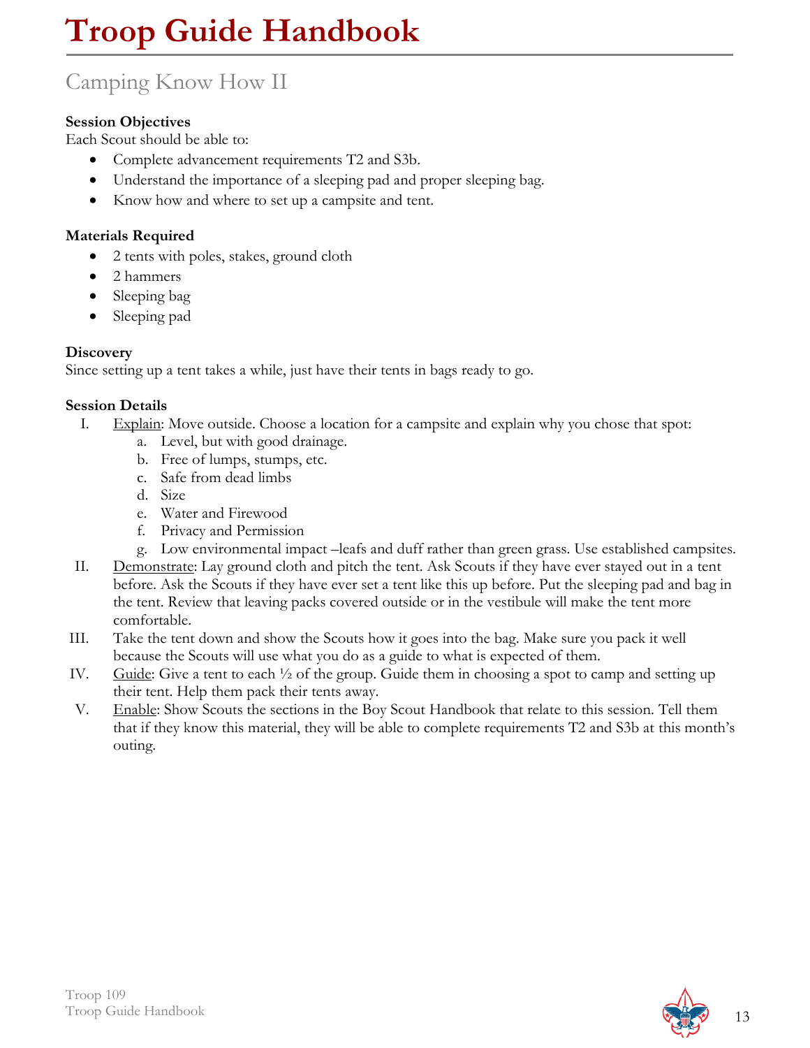# Troop Guide Handbook

## Camping Know How II

**Session Objectives**
Each Scout should be able to:

- Complete advancement requirements T2 and S3b.
- Understand the importance of a sleeping pad and proper sleeping bag.
- Know how and where to set up a campsite and tent.

**Materials Required**

- 2 tents with poles, stakes, ground cloth
- 2 hammers
- Sleeping bag
- Sleeping pad

**Discovery**
Since setting up a tent takes a while, just have their tents in bags ready to go.

**Session Details**

I. Explain: Move outside. Choose a location for a campsite and explain why you chose that spot:
   a. Level, but with good drainage.
   b. Free of lumps, stumps, etc.
   c. Safe from dead limbs
   d. Size
   e. Water and Firewood
   f. Privacy and Permission
   g. Low environmental impact –leafs and duff rather than green grass. Use established campsites.

II. Demonstrate: Lay ground cloth and pitch the tent. Ask Scouts if they have ever stayed out in a tent before. Ask the Scouts if they have ever set a tent like this up before. Put the sleeping pad and bag in the tent. Review that leaving packs covered outside or in the vestibule will make the tent more comfortable.

III. Take the tent down and show the Scouts how it goes into the bag. Make sure you pack it well because the Scouts will use what you do as a guide to what is expected of them.

IV. Guide: Give a tent to each ½ of the group. Guide them in choosing a spot to camp and setting up their tent. Help them pack their tents away.

V. Enable: Show Scouts the sections in the Boy Scout Handbook that relate to this session. Tell them that if they know this material, they will be able to complete requirements T2 and S3b at this month's outing.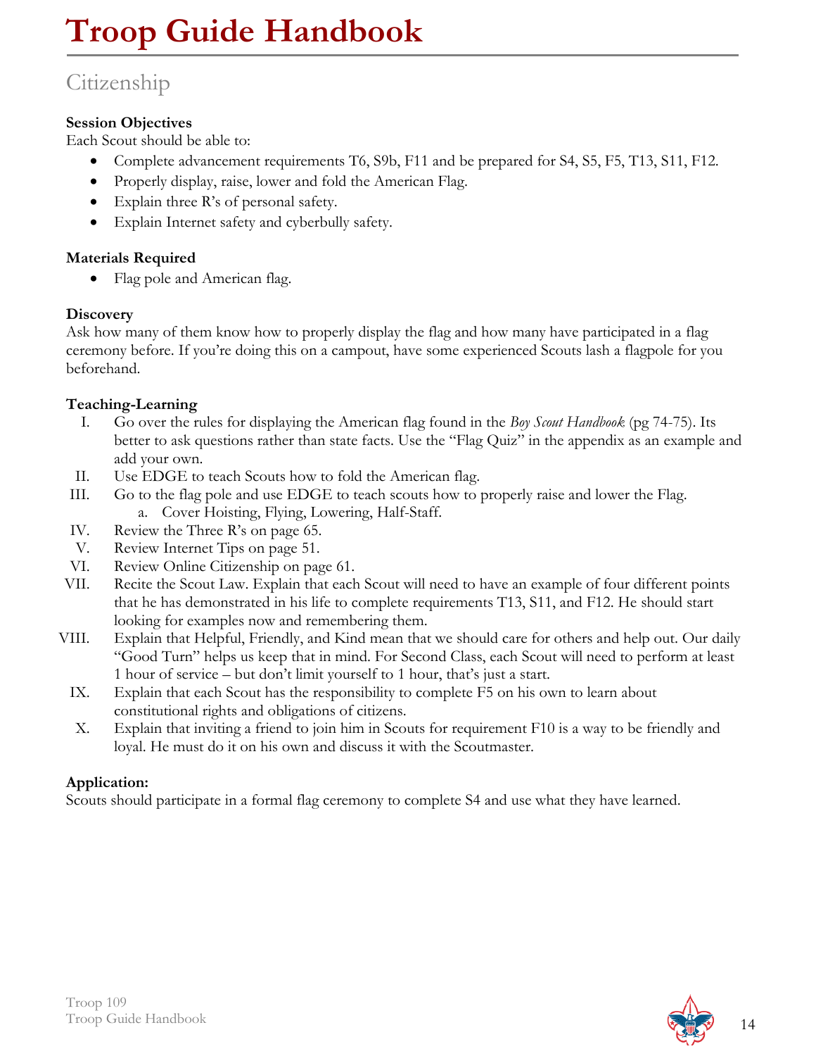## Citizenship

**Session Objectives**
Each Scout should be able to:

- Complete advancement requirements T6, S9b, F11 and be prepared for S4, S5, F5, T13, S11, F12.
- Properly display, raise, lower and fold the American Flag.
- Explain three R's of personal safety.
- Explain Internet safety and cyberbully safety.

**Materials Required**

- Flag pole and American flag.

**Discovery**
Ask how many of them know how to properly display the flag and how many have participated in a flag ceremony before. If you're doing this on a campout, have some experienced Scouts lash a flagpole for you beforehand.

**Teaching-Learning**

I. Go over the rules for displaying the American flag found in the *Boy Scout Handbook* (pg 74-75). Its better to ask questions rather than state facts. Use the "Flag Quiz" in the appendix as an example and add your own.

II. Use EDGE to teach Scouts how to fold the American flag.

III. Go to the flag pole and use EDGE to teach scouts how to properly raise and lower the Flag.
   a. Cover Hoisting, Flying, Lowering, Half-Staff.

IV. Review the Three R's on page 65.

V. Review Internet Tips on page 51.

VI. Review Online Citizenship on page 61.

VII. Recite the Scout Law. Explain that each Scout will need to have an example of four different points that he has demonstrated in his life to complete requirements T13, S11, and F12. He should start looking for examples now and remembering them.

VIII. Explain that Helpful, Friendly, and Kind mean that we should care for others and help out. Our daily "Good Turn" helps us keep that in mind. For Second Class, each Scout will need to perform at least 1 hour of service – but don't limit yourself to 1 hour, that's just a start.

IX. Explain that each Scout has the responsibility to complete F5 on his own to learn about constitutional rights and obligations of citizens.

X. Explain that inviting a friend to join him in Scouts for requirement F10 is a way to be friendly and loyal. He must do it on his own and discuss it with the Scoutmaster.

**Application:**
Scouts should participate in a formal flag ceremony to complete S4 and use what they have learned.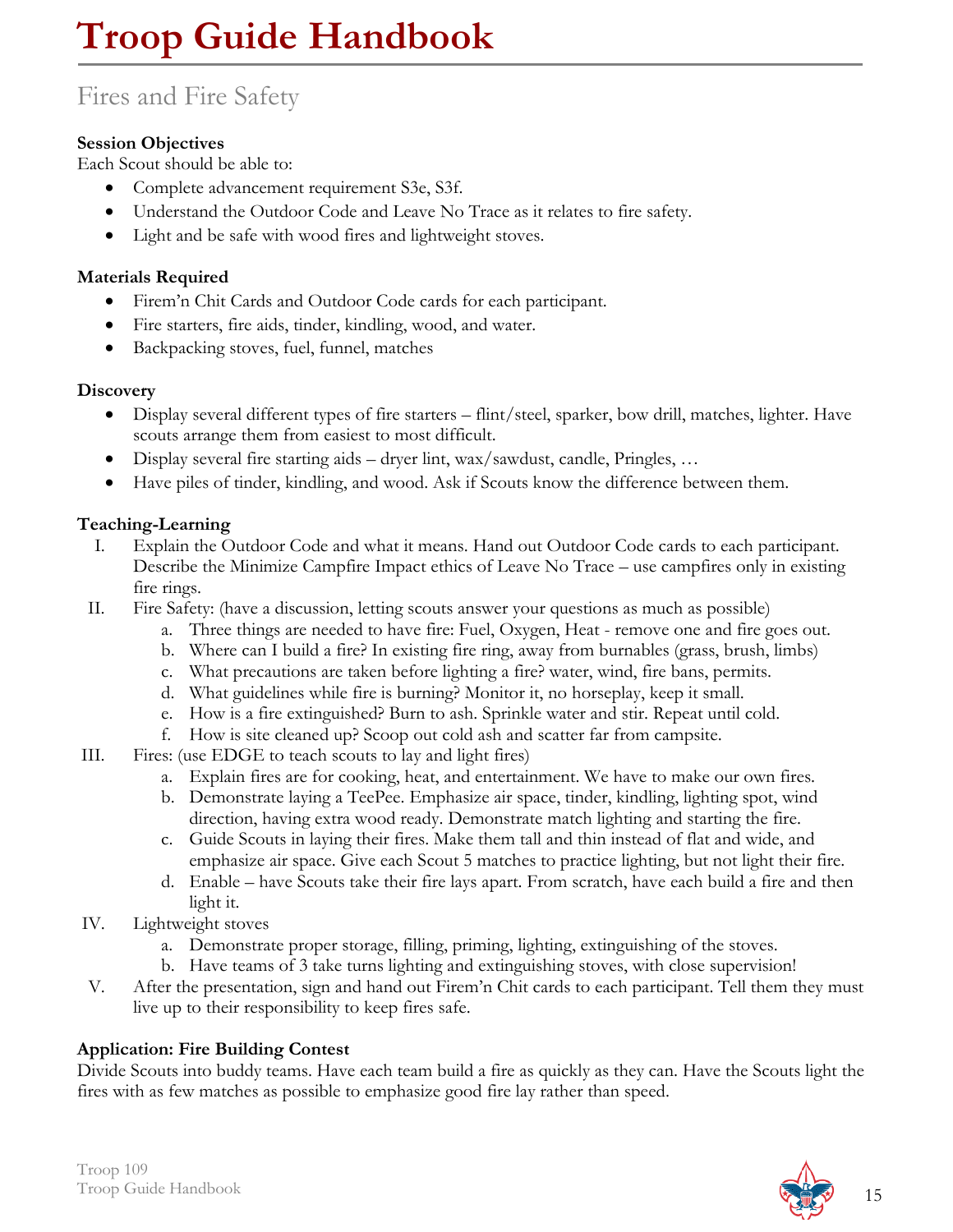# Troop Guide Handbook

## Fires and Fire Safety

**Session Objectives**
Each Scout should be able to:

- Complete advancement requirement S3e, S3f.
- Understand the Outdoor Code and Leave No Trace as it relates to fire safety.
- Light and be safe with wood fires and lightweight stoves.

**Materials Required**

- Firem'n Chit Cards and Outdoor Code cards for each participant.
- Fire starters, fire aids, tinder, kindling, wood, and water.
- Backpacking stoves, fuel, funnel, matches

**Discovery**

- Display several different types of fire starters – flint/steel, sparker, bow drill, matches, lighter. Have scouts arrange them from easiest to most difficult.
- Display several fire starting aids – dryer lint, wax/sawdust, candle, Pringles, …
- Have piles of tinder, kindling, and wood. Ask if Scouts know the difference between them.

**Teaching-Learning**

I. Explain the Outdoor Code and what it means. Hand out Outdoor Code cards to each participant. Describe the Minimize Campfire Impact ethics of Leave No Trace – use campfires only in existing fire rings.

II. Fire Safety: (have a discussion, letting scouts answer your questions as much as possible)
   a. Three things are needed to have fire: Fuel, Oxygen, Heat - remove one and fire goes out.
   b. Where can I build a fire? In existing fire ring, away from burnables (grass, brush, limbs)
   c. What precautions are taken before lighting a fire? water, wind, fire bans, permits.
   d. What guidelines while fire is burning? Monitor it, no horseplay, keep it small.
   e. How is a fire extinguished? Burn to ash. Sprinkle water and stir. Repeat until cold.
   f. How is site cleaned up? Scoop out cold ash and scatter far from campsite.

III. Fires: (use EDGE to teach scouts to lay and light fires)
   a. Explain fires are for cooking, heat, and entertainment. We have to make our own fires.
   b. Demonstrate laying a TeePee. Emphasize air space, tinder, kindling, lighting spot, wind direction, having extra wood ready. Demonstrate match lighting and starting the fire.
   c. Guide Scouts in laying their fires. Make them tall and thin instead of flat and wide, and emphasize air space. Give each Scout 5 matches to practice lighting, but not light their fire.
   d. Enable – have Scouts take their fire lays apart. From scratch, have each build a fire and then light it.

IV. Lightweight stoves
   a. Demonstrate proper storage, filling, priming, lighting, extinguishing of the stoves.
   b. Have teams of 3 take turns lighting and extinguishing stoves, with close supervision!

V. After the presentation, sign and hand out Firem'n Chit cards to each participant. Tell them they must live up to their responsibility to keep fires safe.

**Application: Fire Building Contest**
Divide Scouts into buddy teams. Have each team build a fire as quickly as they can. Have the Scouts light the fires with as few matches as possible to emphasize good fire lay rather than speed.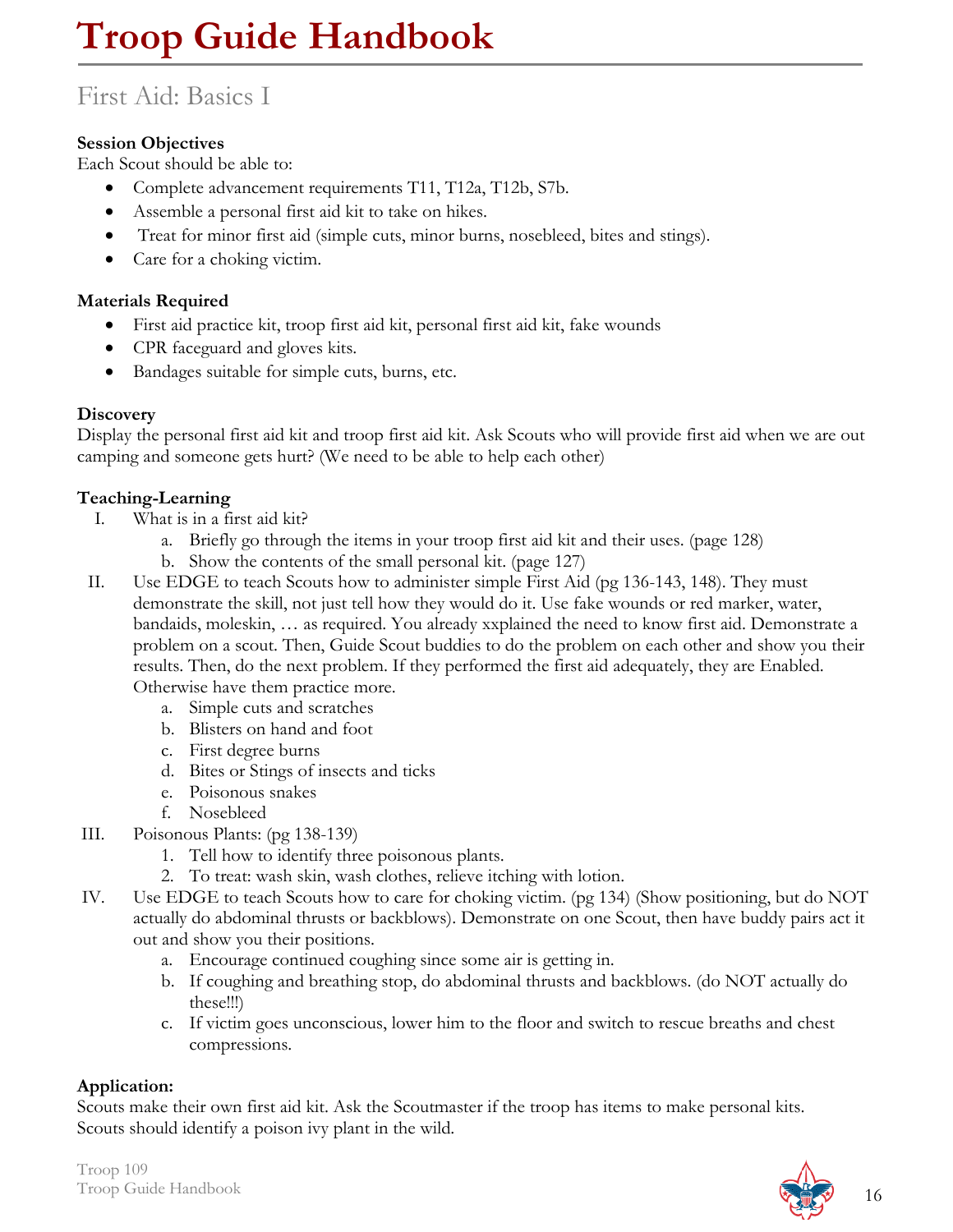# Troop Guide Handbook

## First Aid: Basics I

**Session Objectives**
Each Scout should be able to:

- Complete advancement requirements T11, T12a, T12b, S7b.
- Assemble a personal first aid kit to take on hikes.
- Treat for minor first aid (simple cuts, minor burns, nosebleed, bites and stings).
- Care for a choking victim.

**Materials Required**

- First aid practice kit, troop first aid kit, personal first aid kit, fake wounds
- CPR faceguard and gloves kits.
- Bandages suitable for simple cuts, burns, etc.

**Discovery**
Display the personal first aid kit and troop first aid kit. Ask Scouts who will provide first aid when we are out camping and someone gets hurt? (We need to be able to help each other)

**Teaching-Learning**

I. What is in a first aid kit?
   a. Briefly go through the items in your troop first aid kit and their uses. (page 128)
   b. Show the contents of the small personal kit. (page 127)

II. Use EDGE to teach Scouts how to administer simple First Aid (pg 136-143, 148). They must demonstrate the skill, not just tell how they would do it. Use fake wounds or red marker, water, bandaids, moleskin, … as required. You already xxplained the need to know first aid. Demonstrate a problem on a scout. Then, Guide Scout buddies to do the problem on each other and show you their results. Then, do the next problem. If they performed the first aid adequately, they are Enabled. Otherwise have them practice more.
   a. Simple cuts and scratches
   b. Blisters on hand and foot
   c. First degree burns
   d. Bites or Stings of insects and ticks
   e. Poisonous snakes
   f. Nosebleed

III. Poisonous Plants: (pg 138-139)
   1. Tell how to identify three poisonous plants.
   2. To treat: wash skin, wash clothes, relieve itching with lotion.

IV. Use EDGE to teach Scouts how to care for choking victim. (pg 134) (Show positioning, but do NOT actually do abdominal thrusts or backblows). Demonstrate on one Scout, then have buddy pairs act it out and show you their positions.
   a. Encourage continued coughing since some air is getting in.
   b. If coughing and breathing stop, do abdominal thrusts and backblows. (do NOT actually do these!!!)
   c. If victim goes unconscious, lower him to the floor and switch to rescue breaths and chest compressions.

**Application:**
Scouts make their own first aid kit. Ask the Scoutmaster if the troop has items to make personal kits.
Scouts should identify a poison ivy plant in the wild.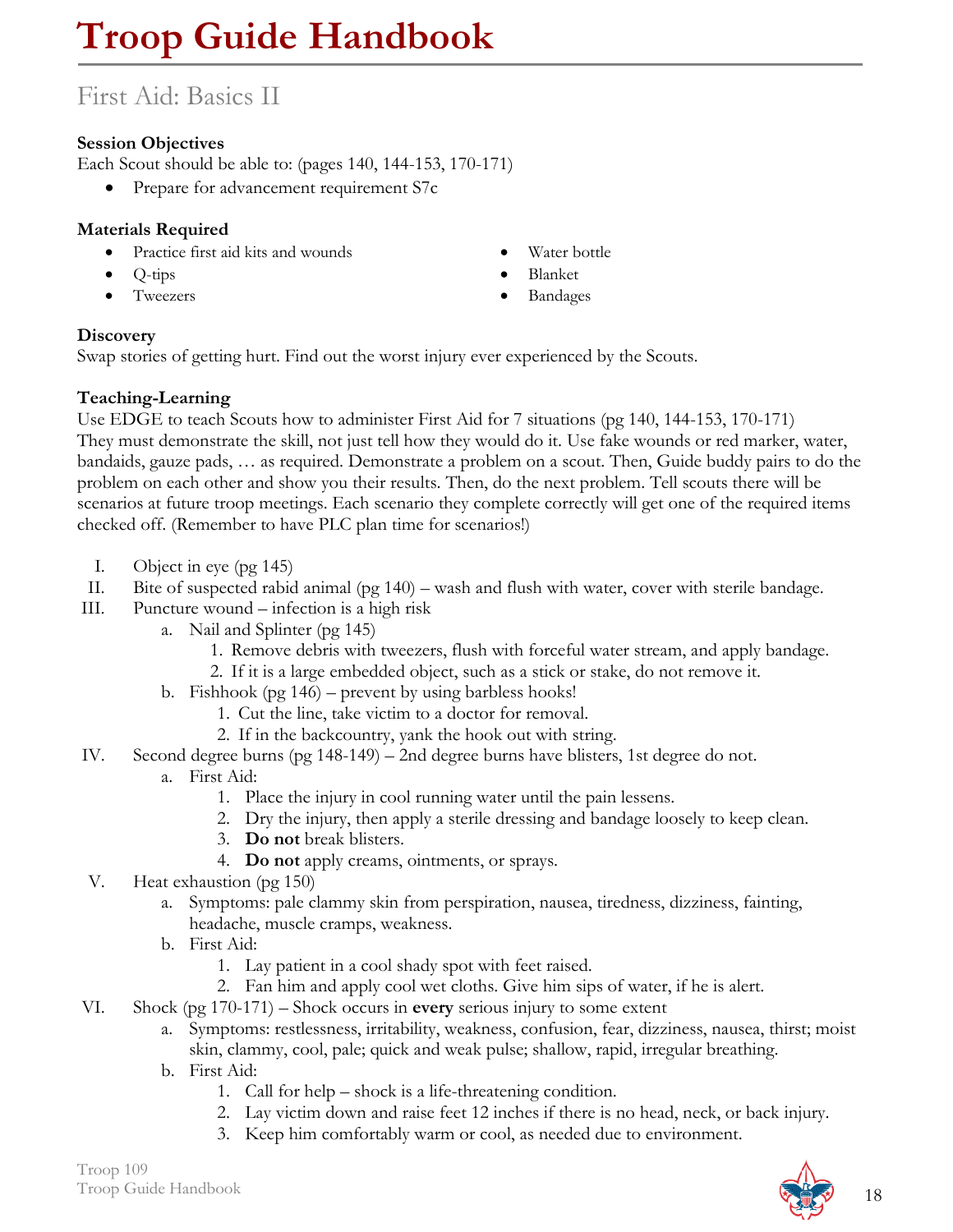# Troop Guide Handbook

## First Aid: Basics II

**Session Objectives**

Each Scout should be able to: (pages 140, 144-153, 170-171)

- Prepare for advancement requirement S7c

**Materials Required**

- Practice first aid kits and wounds
- Q-tips
- Tweezers
- Water bottle
- Blanket
- Bandages

**Discovery**

Swap stories of getting hurt. Find out the worst injury ever experienced by the Scouts.

**Teaching-Learning**

Use EDGE to teach Scouts how to administer First Aid for 7 situations (pg 140, 144-153, 170-171) They must demonstrate the skill, not just tell how they would do it. Use fake wounds or red marker, water, bandaids, gauze pads, … as required. Demonstrate a problem on a scout. Then, Guide buddy pairs to do the problem on each other and show you their results. Then, do the next problem. Tell scouts there will be scenarios at future troop meetings. Each scenario they complete correctly will get one of the required items checked off. (Remember to have PLC plan time for scenarios!)

I. Object in eye (pg 145)

II. Bite of suspected rabid animal (pg 140) – wash and flush with water, cover with sterile bandage.

III. Puncture wound – infection is a high risk
   a. Nail and Splinter (pg 145)
      1. Remove debris with tweezers, flush with forceful water stream, and apply bandage.
      2. If it is a large embedded object, such as a stick or stake, do not remove it.
   b. Fishhook (pg 146) – prevent by using barbless hooks!
      1. Cut the line, take victim to a doctor for removal.
      2. If in the backcountry, yank the hook out with string.

IV. Second degree burns (pg 148-149) – 2nd degree burns have blisters, 1st degree do not.
   a. First Aid:
      1. Place the injury in cool running water until the pain lessens.
      2. Dry the injury, then apply a sterile dressing and bandage loosely to keep clean.
      3. **Do not** break blisters.
      4. **Do not** apply creams, ointments, or sprays.

V. Heat exhaustion (pg 150)
   a. Symptoms: pale clammy skin from perspiration, nausea, tiredness, dizziness, fainting, headache, muscle cramps, weakness.
   b. First Aid:
      1. Lay patient in a cool shady spot with feet raised.
      2. Fan him and apply cool wet cloths. Give him sips of water, if he is alert.

VI. Shock (pg 170-171) – Shock occurs in **every** serious injury to some extent
   a. Symptoms: restlessness, irritability, weakness, confusion, fear, dizziness, nausea, thirst; moist skin, clammy, cool, pale; quick and weak pulse; shallow, rapid, irregular breathing.
   b. First Aid:
      1. Call for help – shock is a life-threatening condition.
      2. Lay victim down and raise feet 12 inches if there is no head, neck, or back injury.
      3. Keep him comfortably warm or cool, as needed due to environment.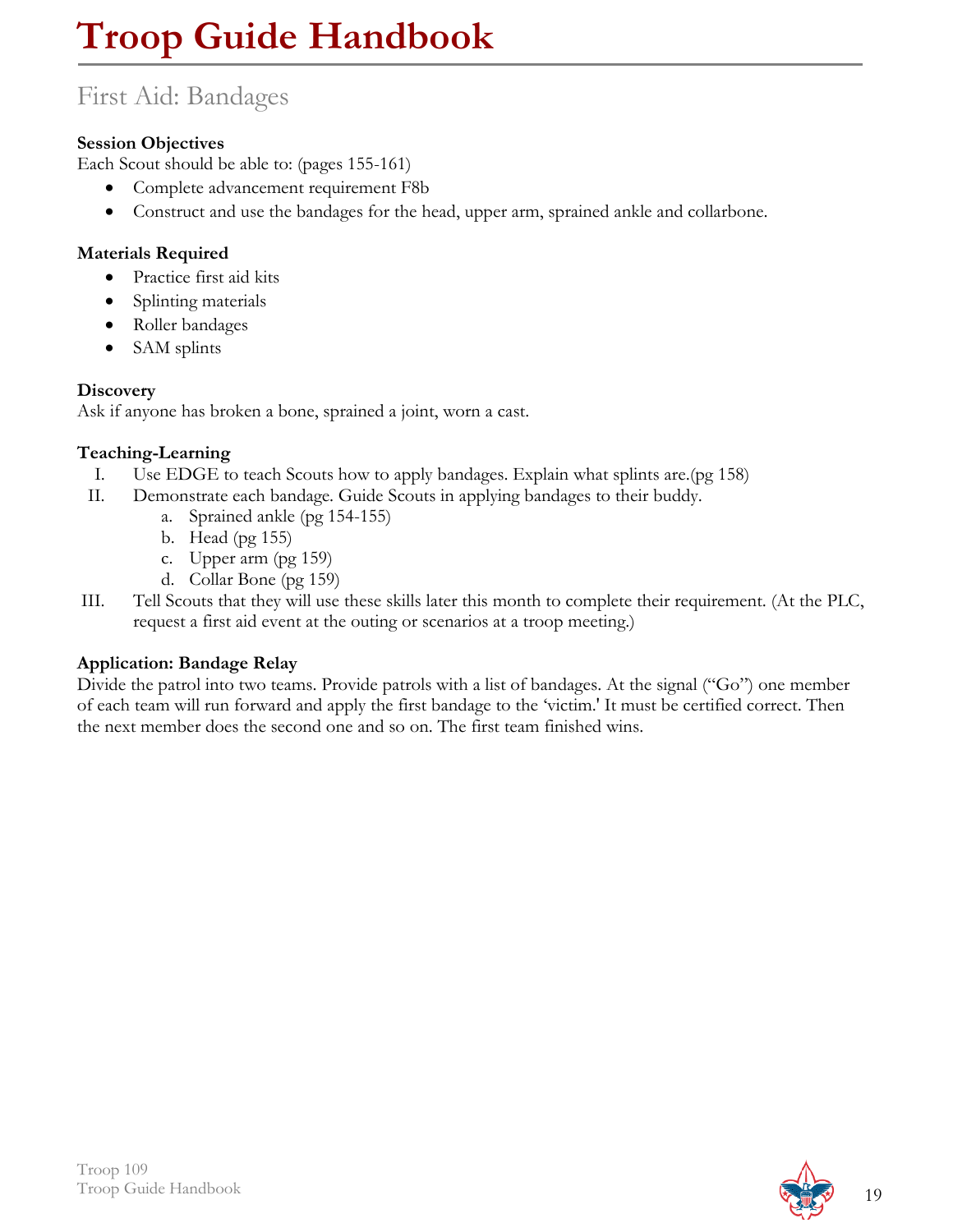# Troop Guide Handbook

## First Aid: Bandages

**Session Objectives**
Each Scout should be able to: (pages 155-161)

- Complete advancement requirement F8b
- Construct and use the bandages for the head, upper arm, sprained ankle and collarbone.

**Materials Required**

- Practice first aid kits
- Splinting materials
- Roller bandages
- SAM splints

**Discovery**
Ask if anyone has broken a bone, sprained a joint, worn a cast.

**Teaching-Learning**

I. Use EDGE to teach Scouts how to apply bandages. Explain what splints are.(pg 158)

II. Demonstrate each bandage. Guide Scouts in applying bandages to their buddy.
   a. Sprained ankle (pg 154-155)
   b. Head (pg 155)
   c. Upper arm (pg 159)
   d. Collar Bone (pg 159)

III. Tell Scouts that they will use these skills later this month to complete their requirement. (At the PLC, request a first aid event at the outing or scenarios at a troop meeting.)

**Application: Bandage Relay**
Divide the patrol into two teams. Provide patrols with a list of bandages. At the signal ("Go") one member of each team will run forward and apply the first bandage to the 'victim.' It must be certified correct. Then the next member does the second one and so on. The first team finished wins.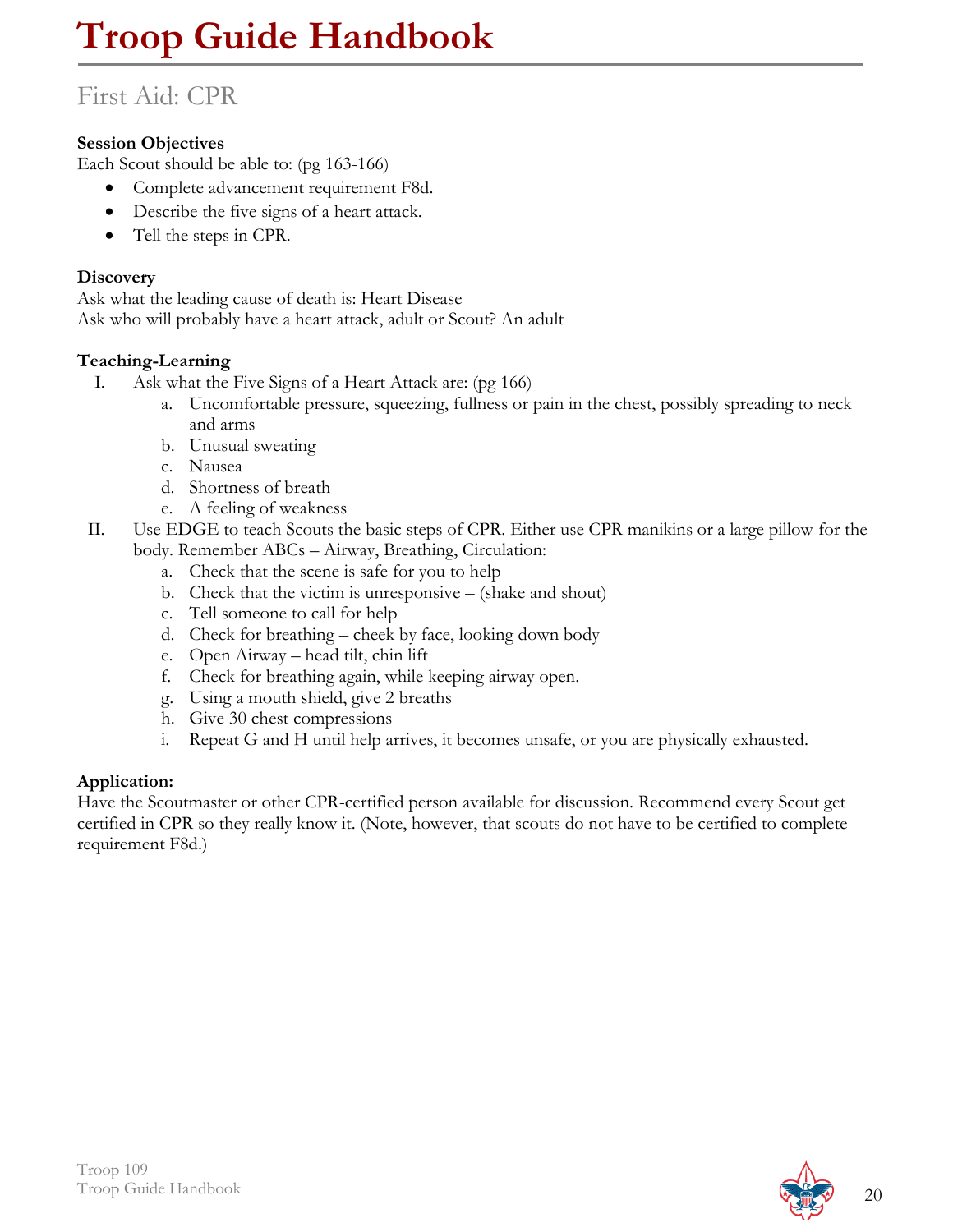# Troop Guide Handbook

## First Aid: CPR

**Session Objectives**
Each Scout should be able to: (pg 163-166)

- Complete advancement requirement F8d.
- Describe the five signs of a heart attack.
- Tell the steps in CPR.

**Discovery**
Ask what the leading cause of death is: Heart Disease
Ask who will probably have a heart attack, adult or Scout? An adult

**Teaching-Learning**

I. Ask what the Five Signs of a Heart Attack are: (pg 166)
   a. Uncomfortable pressure, squeezing, fullness or pain in the chest, possibly spreading to neck and arms
   b. Unusual sweating
   c. Nausea
   d. Shortness of breath
   e. A feeling of weakness

II. Use EDGE to teach Scouts the basic steps of CPR. Either use CPR manikins or a large pillow for the body. Remember ABCs – Airway, Breathing, Circulation:
   a. Check that the scene is safe for you to help
   b. Check that the victim is unresponsive – (shake and shout)
   c. Tell someone to call for help
   d. Check for breathing – cheek by face, looking down body
   e. Open Airway – head tilt, chin lift
   f. Check for breathing again, while keeping airway open.
   g. Using a mouth shield, give 2 breaths
   h. Give 30 chest compressions
   i. Repeat G and H until help arrives, it becomes unsafe, or you are physically exhausted.

**Application:**
Have the Scoutmaster or other CPR-certified person available for discussion. Recommend every Scout get certified in CPR so they really know it. (Note, however, that scouts do not have to be certified to complete requirement F8d.)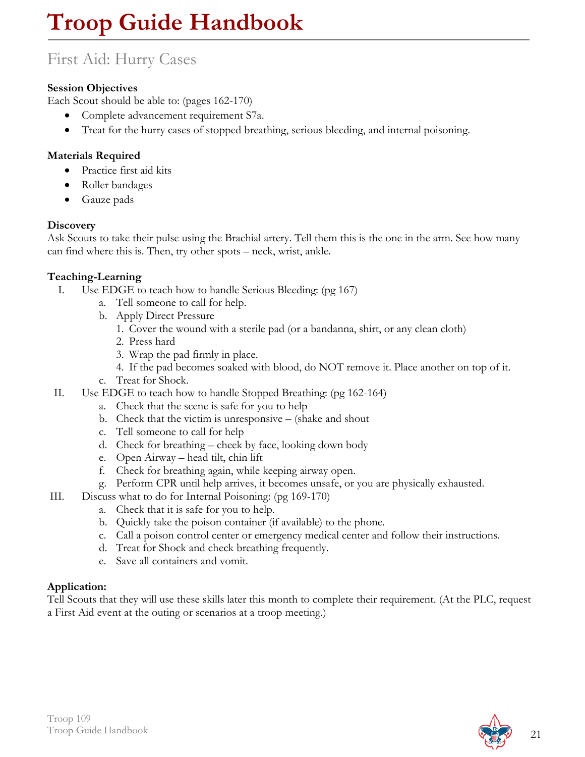# Troop Guide Handbook

## First Aid: Hurry Cases

**Session Objectives**
Each Scout should be able to: (pages 162-170)

- Complete advancement requirement S7a.
- Treat for the hurry cases of stopped breathing, serious bleeding, and internal poisoning.

**Materials Required**

- Practice first aid kits
- Roller bandages
- Gauze pads

**Discovery**
Ask Scouts to take their pulse using the Brachial artery. Tell them this is the one in the arm. See how many can find where this is. Then, try other spots – neck, wrist, ankle.

**Teaching-Learning**

I. Use EDGE to teach how to handle Serious Bleeding: (pg 167)
   a. Tell someone to call for help.
   b. Apply Direct Pressure
      1. Cover the wound with a sterile pad (or a bandanna, shirt, or any clean cloth)
      2. Press hard
      3. Wrap the pad firmly in place.
      4. If the pad becomes soaked with blood, do NOT remove it. Place another on top of it.
   c. Treat for Shock.

II. Use EDGE to teach how to handle Stopped Breathing: (pg 162-164)
   a. Check that the scene is safe for you to help
   b. Check that the victim is unresponsive – (shake and shout
   c. Tell someone to call for help
   d. Check for breathing – cheek by face, looking down body
   e. Open Airway – head tilt, chin lift
   f. Check for breathing again, while keeping airway open.
   g. Perform CPR until help arrives, it becomes unsafe, or you are physically exhausted.

III. Discuss what to do for Internal Poisoning: (pg 169-170)
   a. Check that it is safe for you to help.
   b. Quickly take the poison container (if available) to the phone.
   c. Call a poison control center or emergency medical center and follow their instructions.
   d. Treat for Shock and check breathing frequently.
   e. Save all containers and vomit.

**Application:**
Tell Scouts that they will use these skills later this month to complete their requirement. (At the PLC, request a First Aid event at the outing or scenarios at a troop meeting.)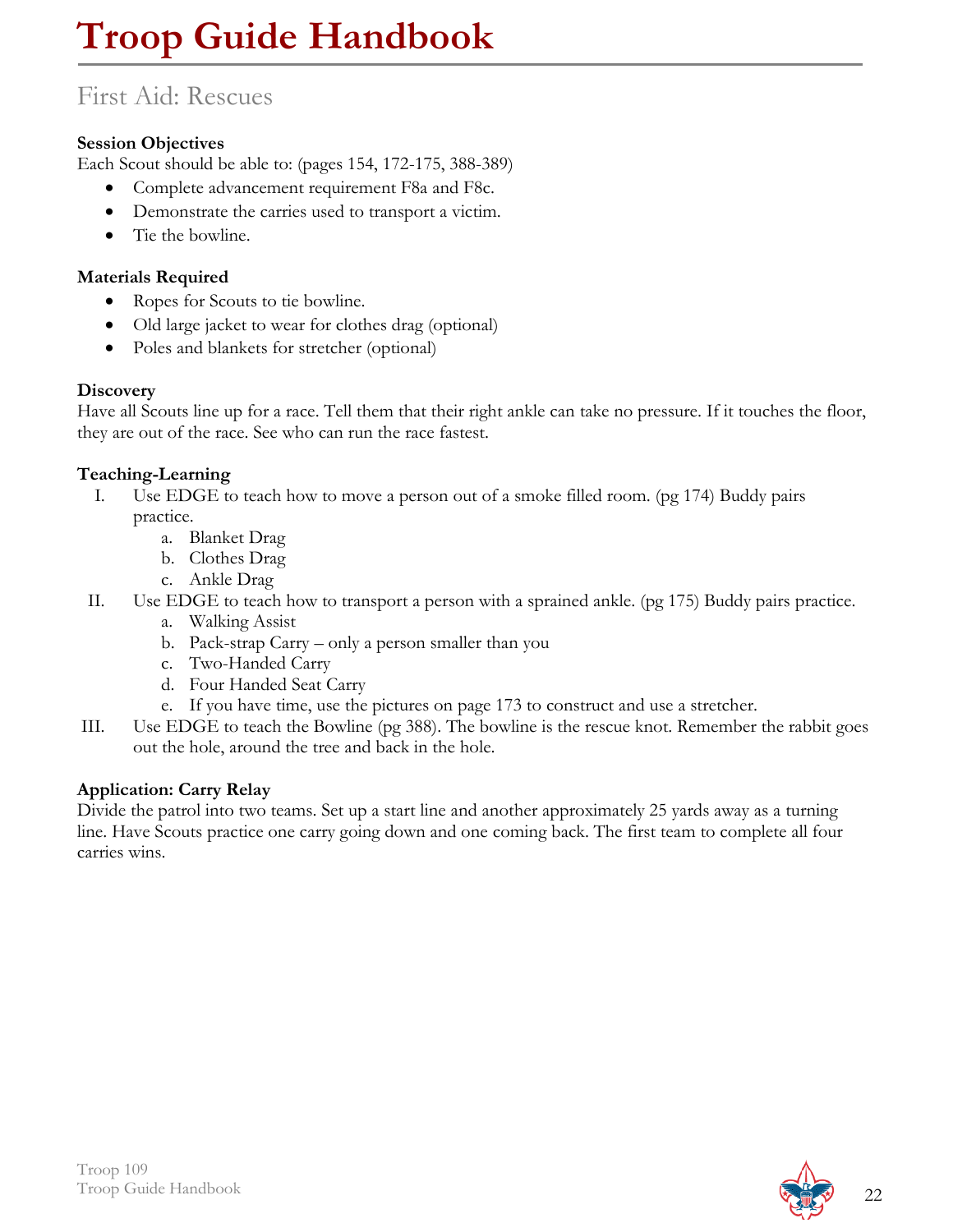# Troop Guide Handbook

## First Aid: Rescues

**Session Objectives**
Each Scout should be able to: (pages 154, 172-175, 388-389)

- Complete advancement requirement F8a and F8c.
- Demonstrate the carries used to transport a victim.
- Tie the bowline.

**Materials Required**

- Ropes for Scouts to tie bowline.
- Old large jacket to wear for clothes drag (optional)
- Poles and blankets for stretcher (optional)

**Discovery**
Have all Scouts line up for a race. Tell them that their right ankle can take no pressure. If it touches the floor, they are out of the race. See who can run the race fastest.

**Teaching-Learning**

I. Use EDGE to teach how to move a person out of a smoke filled room. (pg 174) Buddy pairs practice.
   a. Blanket Drag
   b. Clothes Drag
   c. Ankle Drag

II. Use EDGE to teach how to transport a person with a sprained ankle. (pg 175) Buddy pairs practice.
   a. Walking Assist
   b. Pack-strap Carry – only a person smaller than you
   c. Two-Handed Carry
   d. Four Handed Seat Carry
   e. If you have time, use the pictures on page 173 to construct and use a stretcher.

III. Use EDGE to teach the Bowline (pg 388). The bowline is the rescue knot. Remember the rabbit goes out the hole, around the tree and back in the hole.

**Application: Carry Relay**
Divide the patrol into two teams. Set up a start line and another approximately 25 yards away as a turning line. Have Scouts practice one carry going down and one coming back. The first team to complete all four carries wins.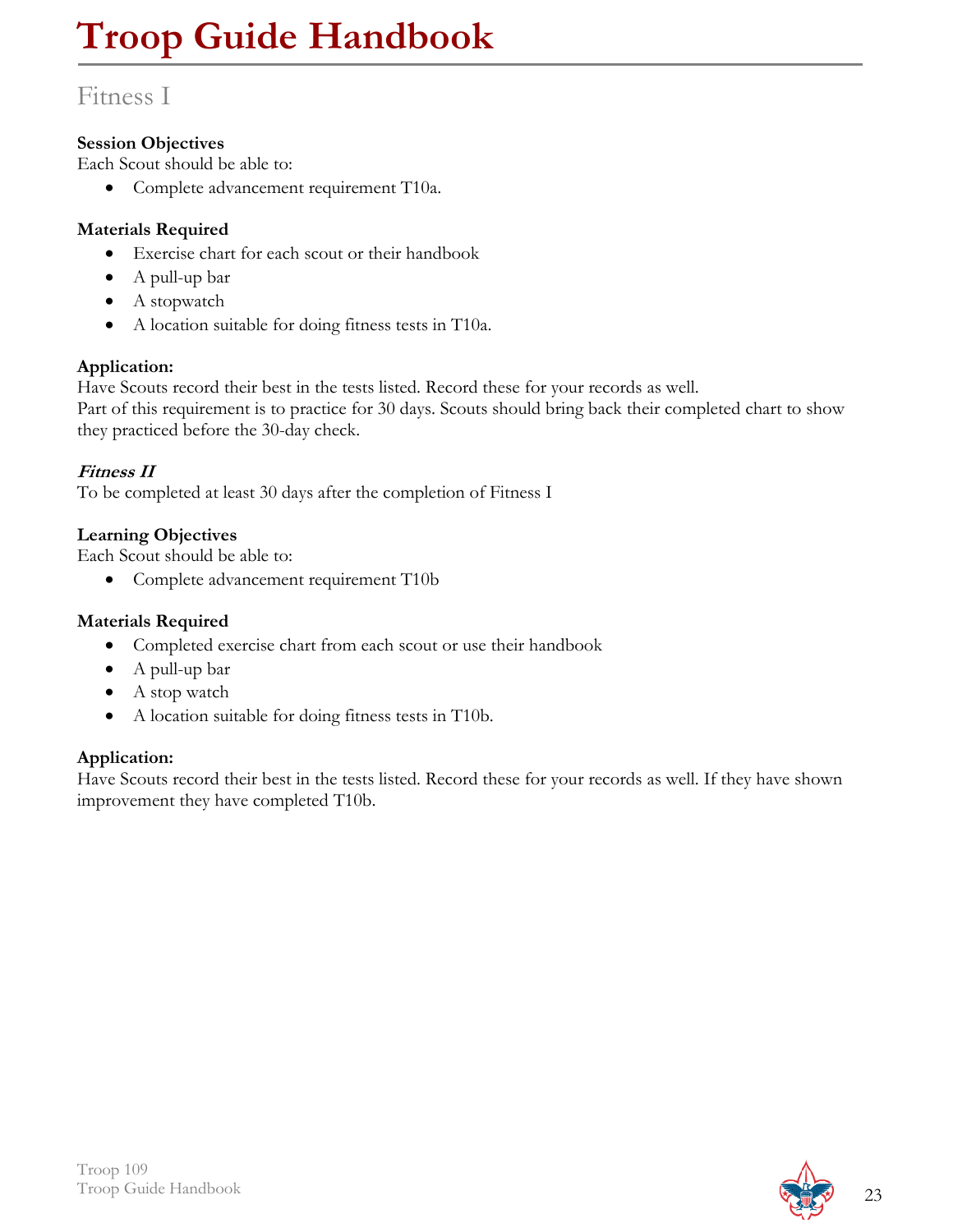## Fitness I

**Session Objectives**
Each Scout should be able to:

- Complete advancement requirement T10a.

**Materials Required**

- Exercise chart for each scout or their handbook
- A pull-up bar
- A stopwatch
- A location suitable for doing fitness tests in T10a.

**Application:**
Have Scouts record their best in the tests listed. Record these for your records as well.
Part of this requirement is to practice for 30 days. Scouts should bring back their completed chart to show they practiced before the 30-day check.

***Fitness II***
To be completed at least 30 days after the completion of Fitness I

**Learning Objectives**
Each Scout should be able to:

- Complete advancement requirement T10b

**Materials Required**

- Completed exercise chart from each scout or use their handbook
- A pull-up bar
- A stop watch
- A location suitable for doing fitness tests in T10b.

**Application:**
Have Scouts record their best in the tests listed. Record these for your records as well. If they have shown improvement they have completed T10b.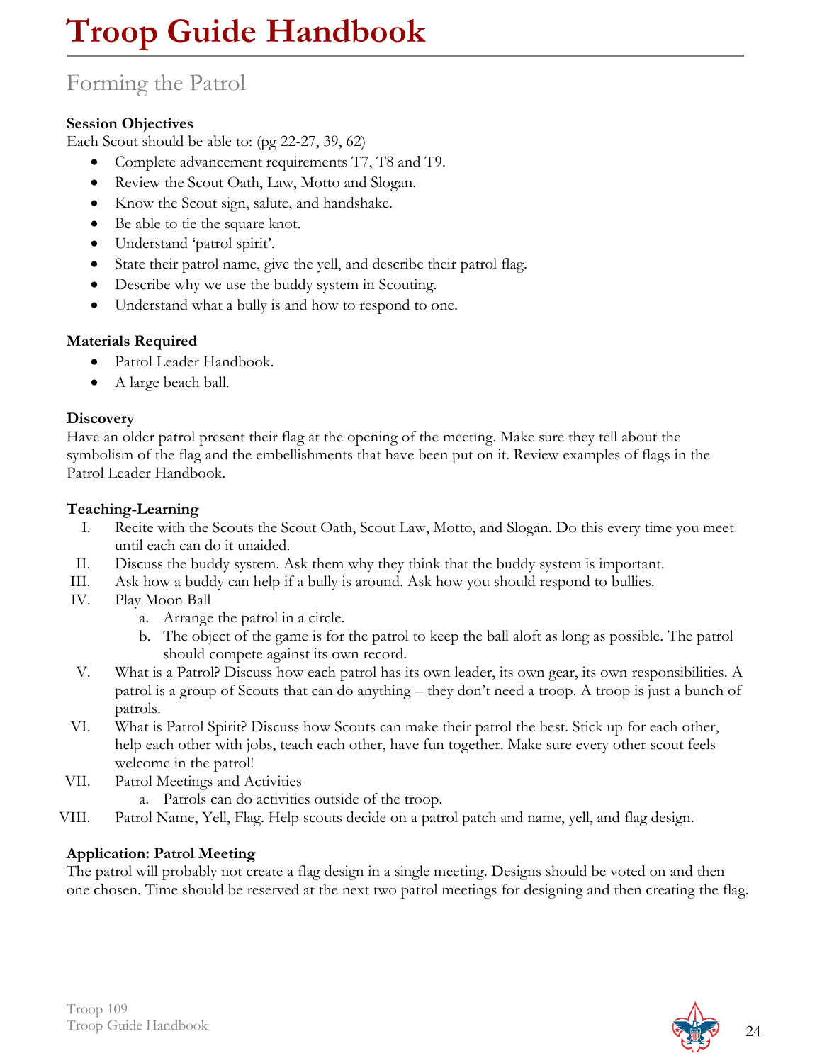# Troop Guide Handbook

## Forming the Patrol

**Session Objectives**

Each Scout should be able to: (pg 22-27, 39, 62)

- Complete advancement requirements T7, T8 and T9.
- Review the Scout Oath, Law, Motto and Slogan.
- Know the Scout sign, salute, and handshake.
- Be able to tie the square knot.
- Understand 'patrol spirit'.
- State their patrol name, give the yell, and describe their patrol flag.
- Describe why we use the buddy system in Scouting.
- Understand what a bully is and how to respond to one.

**Materials Required**

- Patrol Leader Handbook.
- A large beach ball.

**Discovery**

Have an older patrol present their flag at the opening of the meeting. Make sure they tell about the symbolism of the flag and the embellishments that have been put on it. Review examples of flags in the Patrol Leader Handbook.

**Teaching-Learning**

I. Recite with the Scouts the Scout Oath, Scout Law, Motto, and Slogan. Do this every time you meet until each can do it unaided.
II. Discuss the buddy system. Ask them why they think that the buddy system is important.
III. Ask how a buddy can help if a bully is around. Ask how you should respond to bullies.
IV. Play Moon Ball
   a. Arrange the patrol in a circle.
   b. The object of the game is for the patrol to keep the ball aloft as long as possible. The patrol should compete against its own record.
V. What is a Patrol? Discuss how each patrol has its own leader, its own gear, its own responsibilities. A patrol is a group of Scouts that can do anything – they don't need a troop. A troop is just a bunch of patrols.
VI. What is Patrol Spirit? Discuss how Scouts can make their patrol the best. Stick up for each other, help each other with jobs, teach each other, have fun together. Make sure every other scout feels welcome in the patrol!
VII. Patrol Meetings and Activities
   a. Patrols can do activities outside of the troop.
VIII. Patrol Name, Yell, Flag. Help scouts decide on a patrol patch and name, yell, and flag design.

**Application: Patrol Meeting**

The patrol will probably not create a flag design in a single meeting. Designs should be voted on and then one chosen. Time should be reserved at the next two patrol meetings for designing and then creating the flag.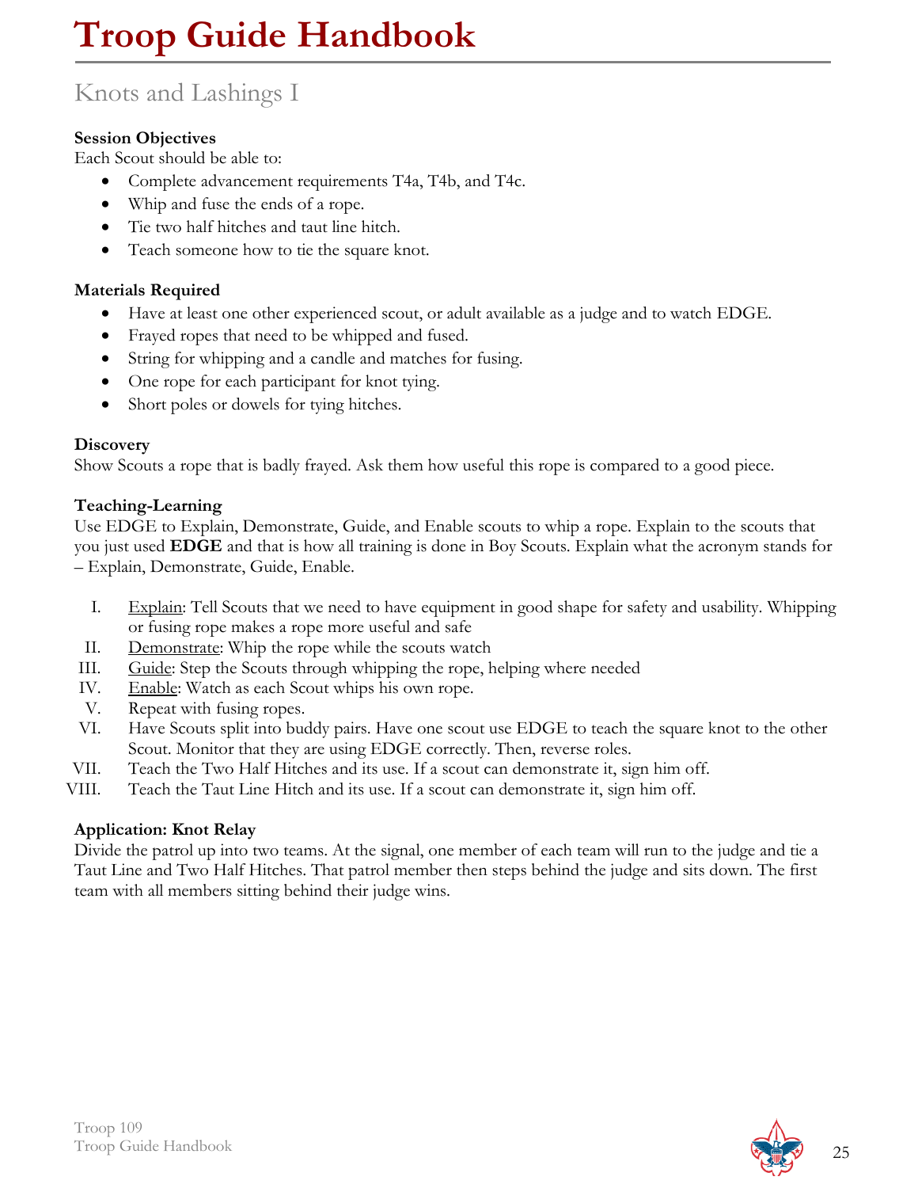# Troop Guide Handbook

## Knots and Lashings I

**Session Objectives**
Each Scout should be able to:

- Complete advancement requirements T4a, T4b, and T4c.
- Whip and fuse the ends of a rope.
- Tie two half hitches and taut line hitch.
- Teach someone how to tie the square knot.

**Materials Required**

- Have at least one other experienced scout, or adult available as a judge and to watch EDGE.
- Frayed ropes that need to be whipped and fused.
- String for whipping and a candle and matches for fusing.
- One rope for each participant for knot tying.
- Short poles or dowels for tying hitches.

**Discovery**
Show Scouts a rope that is badly frayed. Ask them how useful this rope is compared to a good piece.

**Teaching-Learning**
Use EDGE to Explain, Demonstrate, Guide, and Enable scouts to whip a rope. Explain to the scouts that you just used **EDGE** and that is how all training is done in Boy Scouts. Explain what the acronym stands for – Explain, Demonstrate, Guide, Enable.

I. Explain: Tell Scouts that we need to have equipment in good shape for safety and usability. Whipping or fusing rope makes a rope more useful and safe
II. Demonstrate: Whip the rope while the scouts watch
III. Guide: Step the Scouts through whipping the rope, helping where needed
IV. Enable: Watch as each Scout whips his own rope.
V. Repeat with fusing ropes.
VI. Have Scouts split into buddy pairs. Have one scout use EDGE to teach the square knot to the other Scout. Monitor that they are using EDGE correctly. Then, reverse roles.
VII. Teach the Two Half Hitches and its use. If a scout can demonstrate it, sign him off.
VIII. Teach the Taut Line Hitch and its use. If a scout can demonstrate it, sign him off.

**Application: Knot Relay**
Divide the patrol up into two teams. At the signal, one member of each team will run to the judge and tie a Taut Line and Two Half Hitches. That patrol member then steps behind the judge and sits down. The first team with all members sitting behind their judge wins.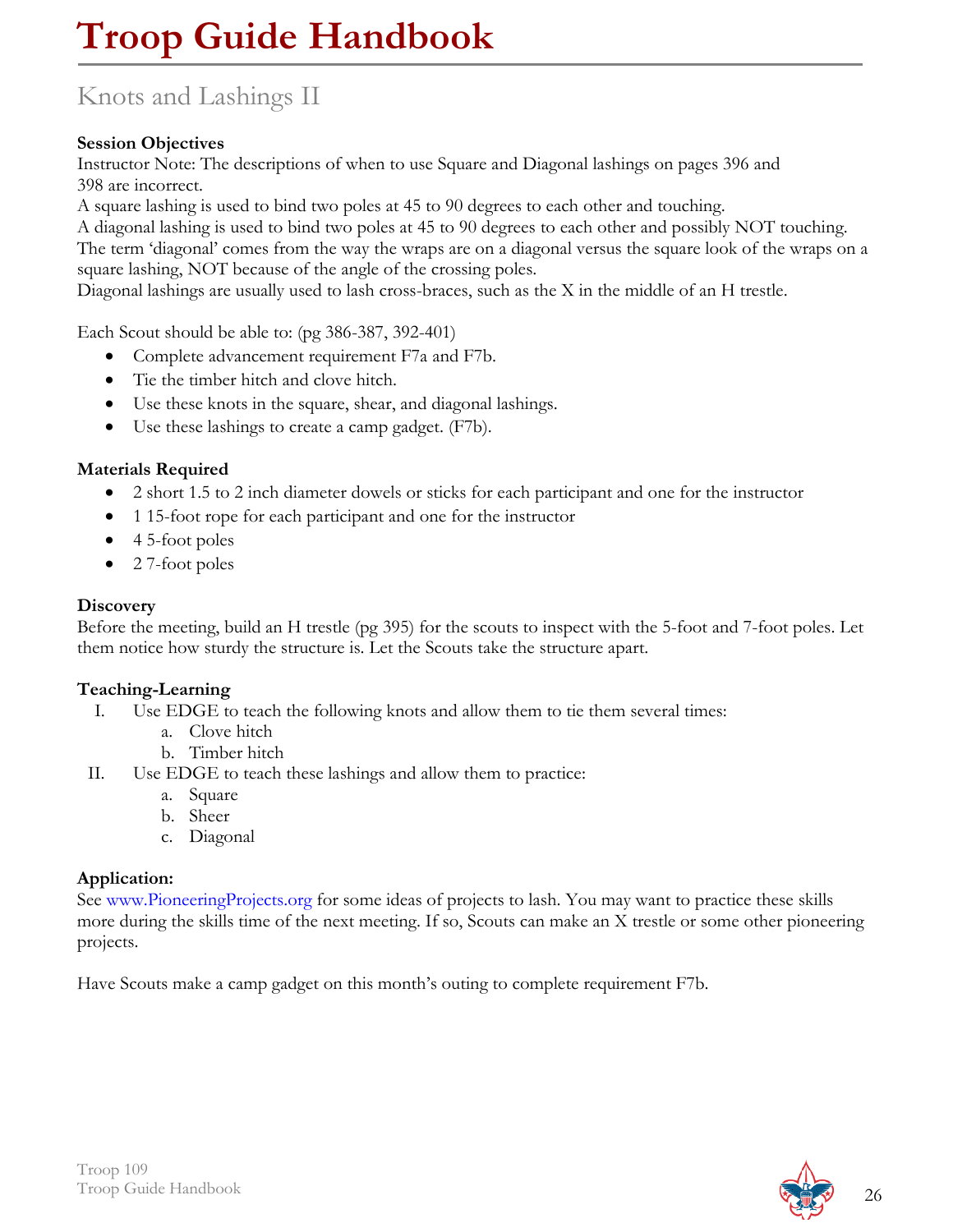# Troop Guide Handbook

## Knots and Lashings II

**Session Objectives**

Instructor Note: The descriptions of when to use Square and Diagonal lashings on pages 396 and 398 are incorrect.

A square lashing is used to bind two poles at 45 to 90 degrees to each other and touching.

A diagonal lashing is used to bind two poles at 45 to 90 degrees to each other and possibly NOT touching.

The term 'diagonal' comes from the way the wraps are on a diagonal versus the square look of the wraps on a square lashing, NOT because of the angle of the crossing poles.

Diagonal lashings are usually used to lash cross-braces, such as the X in the middle of an H trestle.

Each Scout should be able to: (pg 386-387, 392-401)

- Complete advancement requirement F7a and F7b.
- Tie the timber hitch and clove hitch.
- Use these knots in the square, shear, and diagonal lashings.
- Use these lashings to create a camp gadget. (F7b).

**Materials Required**

- 2 short 1.5 to 2 inch diameter dowels or sticks for each participant and one for the instructor
- 1 15-foot rope for each participant and one for the instructor
- 4 5-foot poles
- 2 7-foot poles

**Discovery**

Before the meeting, build an H trestle (pg 395) for the scouts to inspect with the 5-foot and 7-foot poles. Let them notice how sturdy the structure is. Let the Scouts take the structure apart.

**Teaching-Learning**

I. Use EDGE to teach the following knots and allow them to tie them several times:
   a. Clove hitch
   b. Timber hitch
II. Use EDGE to teach these lashings and allow them to practice:
   a. Square
   b. Sheer
   c. Diagonal

**Application:**

See www.PioneeringProjects.org for some ideas of projects to lash. You may want to practice these skills more during the skills time of the next meeting. If so, Scouts can make an X trestle or some other pioneering projects.

Have Scouts make a camp gadget on this month's outing to complete requirement F7b.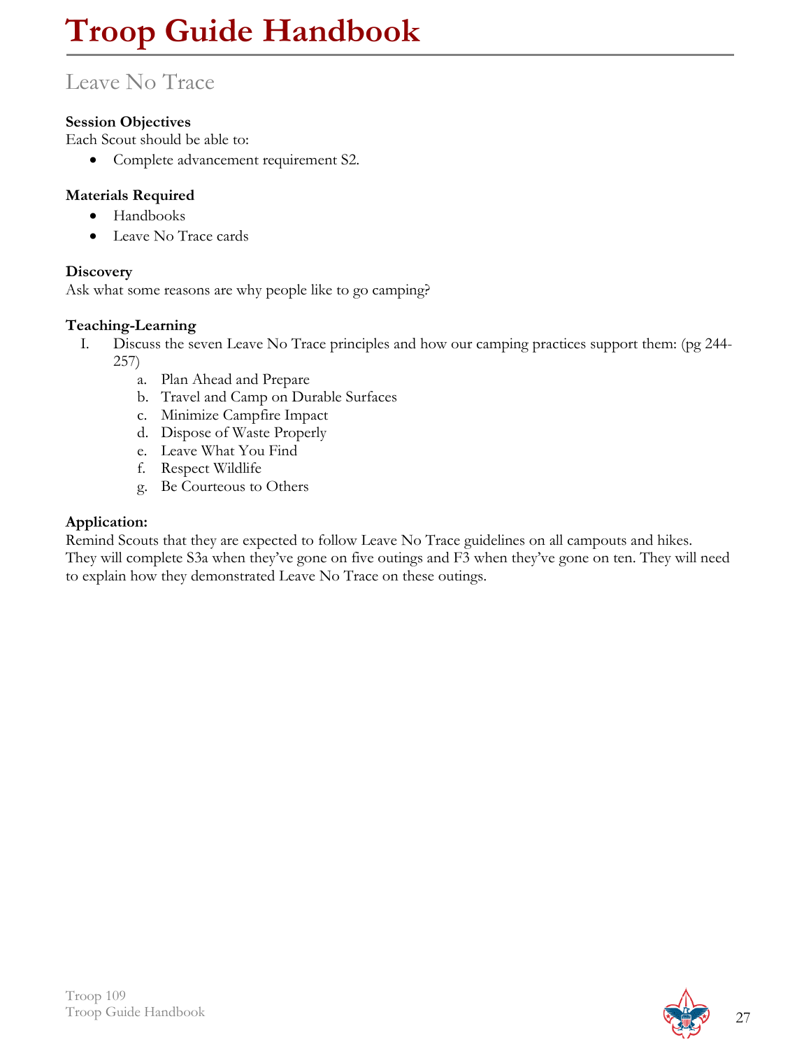# Leave No Trace

**Session Objectives**
Each Scout should be able to:

- Complete advancement requirement S2.

**Materials Required**

- Handbooks
- Leave No Trace cards

**Discovery**
Ask what some reasons are why people like to go camping?

**Teaching-Learning**

I. Discuss the seven Leave No Trace principles and how our camping practices support them: (pg 244-257)
   a. Plan Ahead and Prepare
   b. Travel and Camp on Durable Surfaces
   c. Minimize Campfire Impact
   d. Dispose of Waste Properly
   e. Leave What You Find
   f. Respect Wildlife
   g. Be Courteous to Others

**Application:**
Remind Scouts that they are expected to follow Leave No Trace guidelines on all campouts and hikes. They will complete S3a when they've gone on five outings and F3 when they've gone on ten. They will need to explain how they demonstrated Leave No Trace on these outings.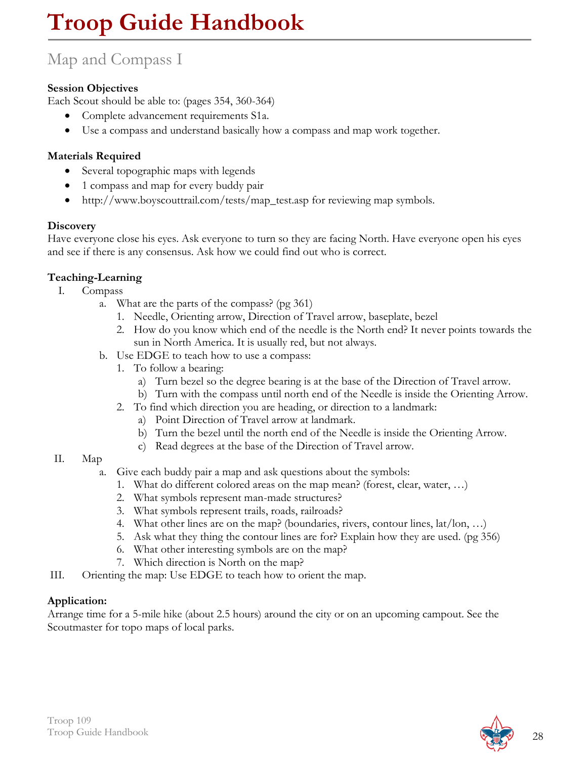# Troop Guide Handbook

## Map and Compass I

**Session Objectives**
Each Scout should be able to: (pages 354, 360-364)

- Complete advancement requirements S1a.
- Use a compass and understand basically how a compass and map work together.

**Materials Required**

- Several topographic maps with legends
- 1 compass and map for every buddy pair
- http://www.boyscouttrail.com/tests/map_test.asp for reviewing map symbols.

**Discovery**
Have everyone close his eyes. Ask everyone to turn so they are facing North. Have everyone open his eyes and see if there is any consensus. Ask how we could find out who is correct.

**Teaching-Learning**

I. Compass
   a. What are the parts of the compass? (pg 361)
      1. Needle, Orienting arrow, Direction of Travel arrow, baseplate, bezel
      2. How do you know which end of the needle is the North end? It never points towards the sun in North America. It is usually red, but not always.
   b. Use EDGE to teach how to use a compass:
      1. To follow a bearing:
         a) Turn bezel so the degree bearing is at the base of the Direction of Travel arrow.
         b) Turn with the compass until north end of the Needle is inside the Orienting Arrow.
      2. To find which direction you are heading, or direction to a landmark:
         a) Point Direction of Travel arrow at landmark.
         b) Turn the bezel until the north end of the Needle is inside the Orienting Arrow.
         c) Read degrees at the base of the Direction of Travel arrow.

II. Map
   a. Give each buddy pair a map and ask questions about the symbols:
      1. What do different colored areas on the map mean? (forest, clear, water, …)
      2. What symbols represent man-made structures?
      3. What symbols represent trails, roads, railroads?
      4. What other lines are on the map? (boundaries, rivers, contour lines, lat/lon, …)
      5. Ask what they thing the contour lines are for? Explain how they are used. (pg 356)
      6. What other interesting symbols are on the map?
      7. Which direction is North on the map?

III. Orienting the map: Use EDGE to teach how to orient the map.

**Application:**
Arrange time for a 5-mile hike (about 2.5 hours) around the city or on an upcoming campout. See the Scoutmaster for topo maps of local parks.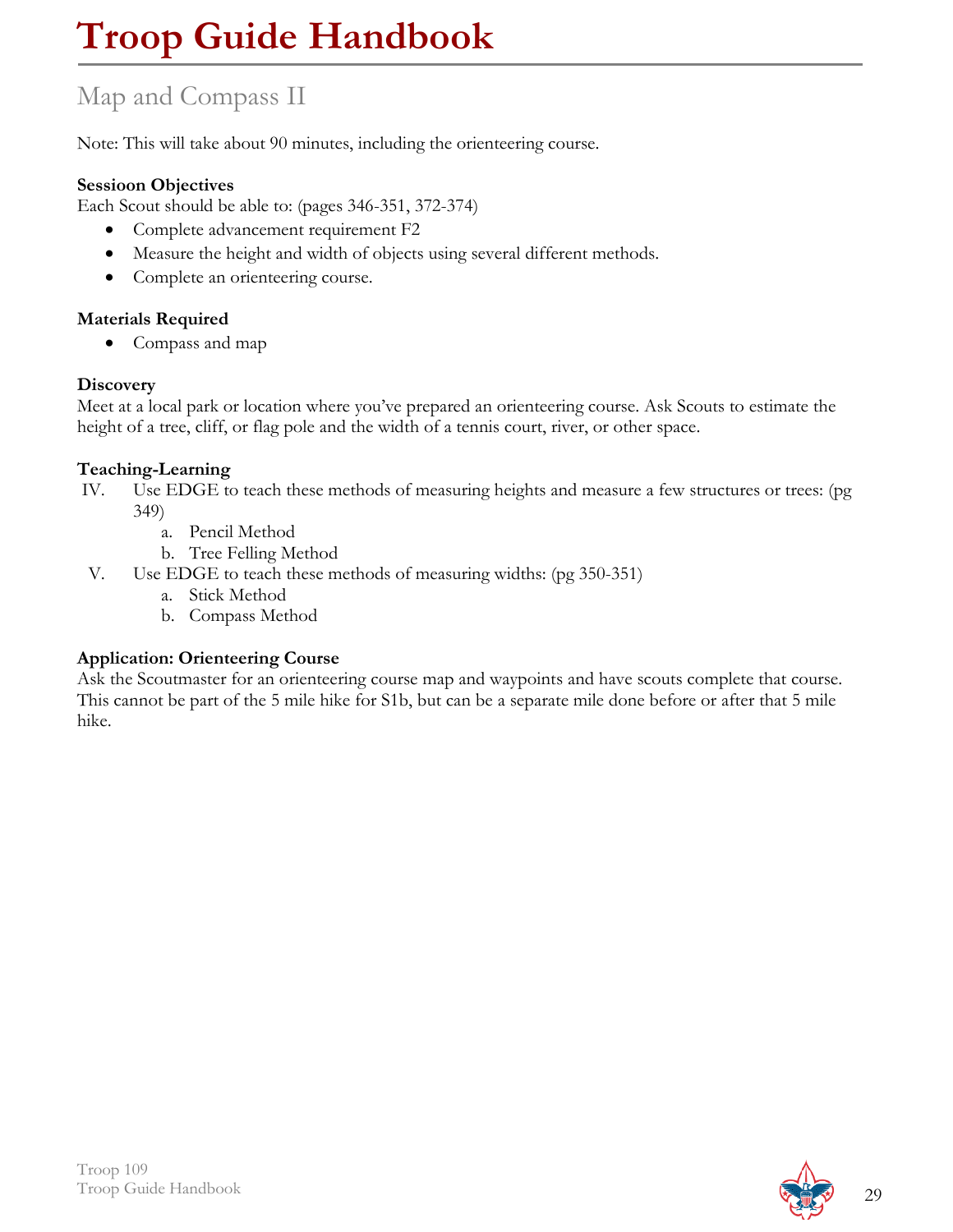# Troop Guide Handbook

## Map and Compass II

Note: This will take about 90 minutes, including the orienteering course.

**Sessioon Objectives**
Each Scout should be able to: (pages 346-351, 372-374)

- Complete advancement requirement F2
- Measure the height and width of objects using several different methods.
- Complete an orienteering course.

**Materials Required**

- Compass and map

**Discovery**
Meet at a local park or location where you've prepared an orienteering course. Ask Scouts to estimate the height of a tree, cliff, or flag pole and the width of a tennis court, river, or other space.

**Teaching-Learning**

IV. Use EDGE to teach these methods of measuring heights and measure a few structures or trees: (pg 349)
   a. Pencil Method
   b. Tree Felling Method

V. Use EDGE to teach these methods of measuring widths: (pg 350-351)
   a. Stick Method
   b. Compass Method

**Application: Orienteering Course**
Ask the Scoutmaster for an orienteering course map and waypoints and have scouts complete that course. This cannot be part of the 5 mile hike for S1b, but can be a separate mile done before or after that 5 mile hike.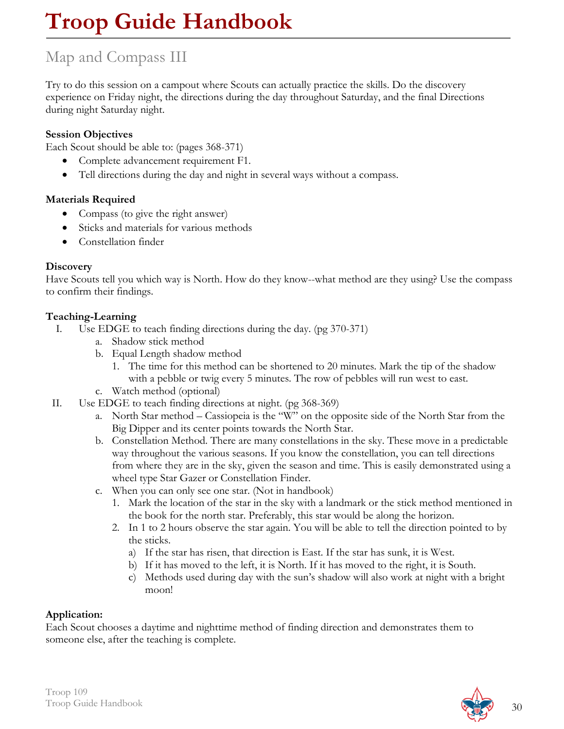# Troop Guide Handbook

## Map and Compass III

Try to do this session on a campout where Scouts can actually practice the skills. Do the discovery experience on Friday night, the directions during the day throughout Saturday, and the final Directions during night Saturday night.

**Session Objectives**

Each Scout should be able to: (pages 368-371)

- Complete advancement requirement F1.
- Tell directions during the day and night in several ways without a compass.

**Materials Required**

- Compass (to give the right answer)
- Sticks and materials for various methods
- Constellation finder

**Discovery**

Have Scouts tell you which way is North. How do they know--what method are they using? Use the compass to confirm their findings.

**Teaching-Learning**

I. Use EDGE to teach finding directions during the day. (pg 370-371)
   a. Shadow stick method
   b. Equal Length shadow method
      1. The time for this method can be shortened to 20 minutes. Mark the tip of the shadow with a pebble or twig every 5 minutes. The row of pebbles will run west to east.
   c. Watch method (optional)

II. Use EDGE to teach finding directions at night. (pg 368-369)
   a. North Star method – Cassiopeia is the "W" on the opposite side of the North Star from the Big Dipper and its center points towards the North Star.
   b. Constellation Method. There are many constellations in the sky. These move in a predictable way throughout the various seasons. If you know the constellation, you can tell directions from where they are in the sky, given the season and time. This is easily demonstrated using a wheel type Star Gazer or Constellation Finder.
   c. When you can only see one star. (Not in handbook)
      1. Mark the location of the star in the sky with a landmark or the stick method mentioned in the book for the north star. Preferably, this star would be along the horizon.
      2. In 1 to 2 hours observe the star again. You will be able to tell the direction pointed to by the sticks.
         a) If the star has risen, that direction is East. If the star has sunk, it is West.
         b) If it has moved to the left, it is North. If it has moved to the right, it is South.
         c) Methods used during day with the sun's shadow will also work at night with a bright moon!

**Application:**

Each Scout chooses a daytime and nighttime method of finding direction and demonstrates them to someone else, after the teaching is complete.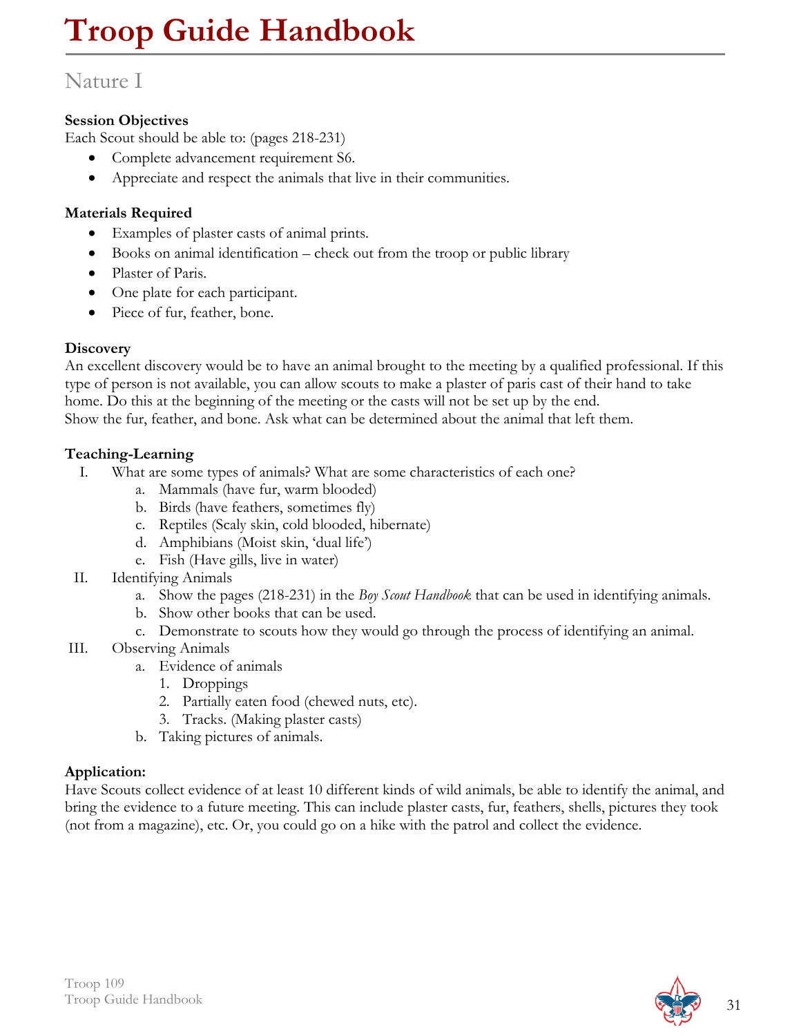# Troop Guide Handbook

## Nature I

**Session Objectives**
Each Scout should be able to: (pages 218-231)

- Complete advancement requirement S6.
- Appreciate and respect the animals that live in their communities.

**Materials Required**

- Examples of plaster casts of animal prints.
- Books on animal identification – check out from the troop or public library
- Plaster of Paris.
- One plate for each participant.
- Piece of fur, feather, bone.

**Discovery**
An excellent discovery would be to have an animal brought to the meeting by a qualified professional. If this type of person is not available, you can allow scouts to make a plaster of paris cast of their hand to take home. Do this at the beginning of the meeting or the casts will not be set up by the end.
Show the fur, feather, and bone. Ask what can be determined about the animal that left them.

**Teaching-Learning**

I. What are some types of animals? What are some characteristics of each one?
   a. Mammals (have fur, warm blooded)
   b. Birds (have feathers, sometimes fly)
   c. Reptiles (Scaly skin, cold blooded, hibernate)
   d. Amphibians (Moist skin, 'dual life')
   e. Fish (Have gills, live in water)

II. Identifying Animals
   a. Show the pages (218-231) in the *Boy Scout Handbook* that can be used in identifying animals.
   b. Show other books that can be used.
   c. Demonstrate to scouts how they would go through the process of identifying an animal.

III. Observing Animals
   a. Evidence of animals
      1. Droppings
      2. Partially eaten food (chewed nuts, etc).
      3. Tracks. (Making plaster casts)
   b. Taking pictures of animals.

**Application:**
Have Scouts collect evidence of at least 10 different kinds of wild animals, be able to identify the animal, and bring the evidence to a future meeting. This can include plaster casts, fur, feathers, shells, pictures they took (not from a magazine), etc. Or, you could go on a hike with the patrol and collect the evidence.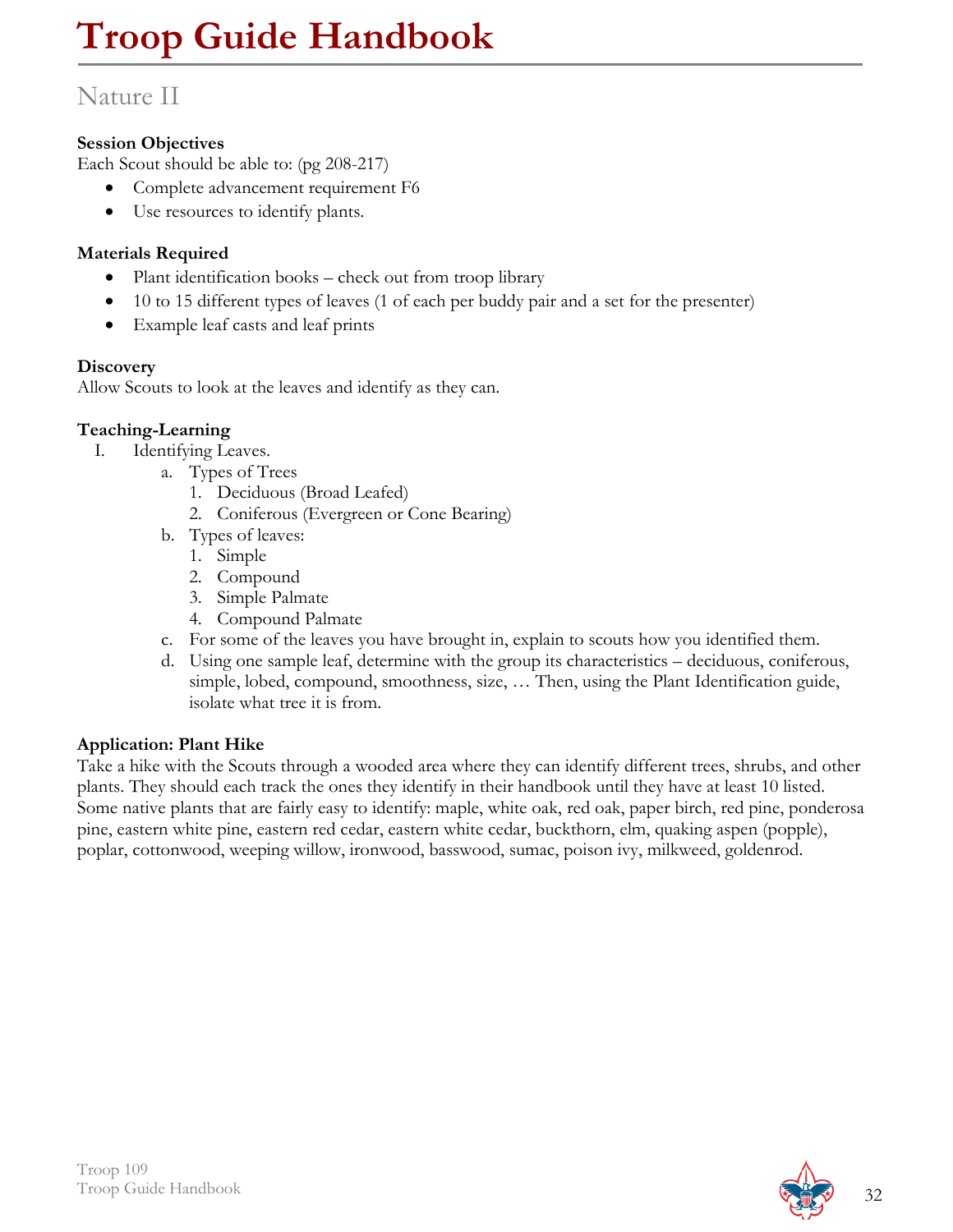# Troop Guide Handbook

## Nature II

**Session Objectives**
Each Scout should be able to: (pg 208-217)

- Complete advancement requirement F6
- Use resources to identify plants.

**Materials Required**

- Plant identification books – check out from troop library
- 10 to 15 different types of leaves (1 of each per buddy pair and a set for the presenter)
- Example leaf casts and leaf prints

**Discovery**
Allow Scouts to look at the leaves and identify as they can.

**Teaching-Learning**

I. Identifying Leaves.
   a. Types of Trees
      1. Deciduous (Broad Leafed)
      2. Coniferous (Evergreen or Cone Bearing)
   b. Types of leaves:
      1. Simple
      2. Compound
      3. Simple Palmate
      4. Compound Palmate
   c. For some of the leaves you have brought in, explain to scouts how you identified them.
   d. Using one sample leaf, determine with the group its characteristics – deciduous, coniferous, simple, lobed, compound, smoothness, size, … Then, using the Plant Identification guide, isolate what tree it is from.

**Application: Plant Hike**
Take a hike with the Scouts through a wooded area where they can identify different trees, shrubs, and other plants. They should each track the ones they identify in their handbook until they have at least 10 listed. Some native plants that are fairly easy to identify: maple, white oak, red oak, paper birch, red pine, ponderosa pine, eastern white pine, eastern red cedar, eastern white cedar, buckthorn, elm, quaking aspen (popple), poplar, cottonwood, weeping willow, ironwood, basswood, sumac, poison ivy, milkweed, goldenrod.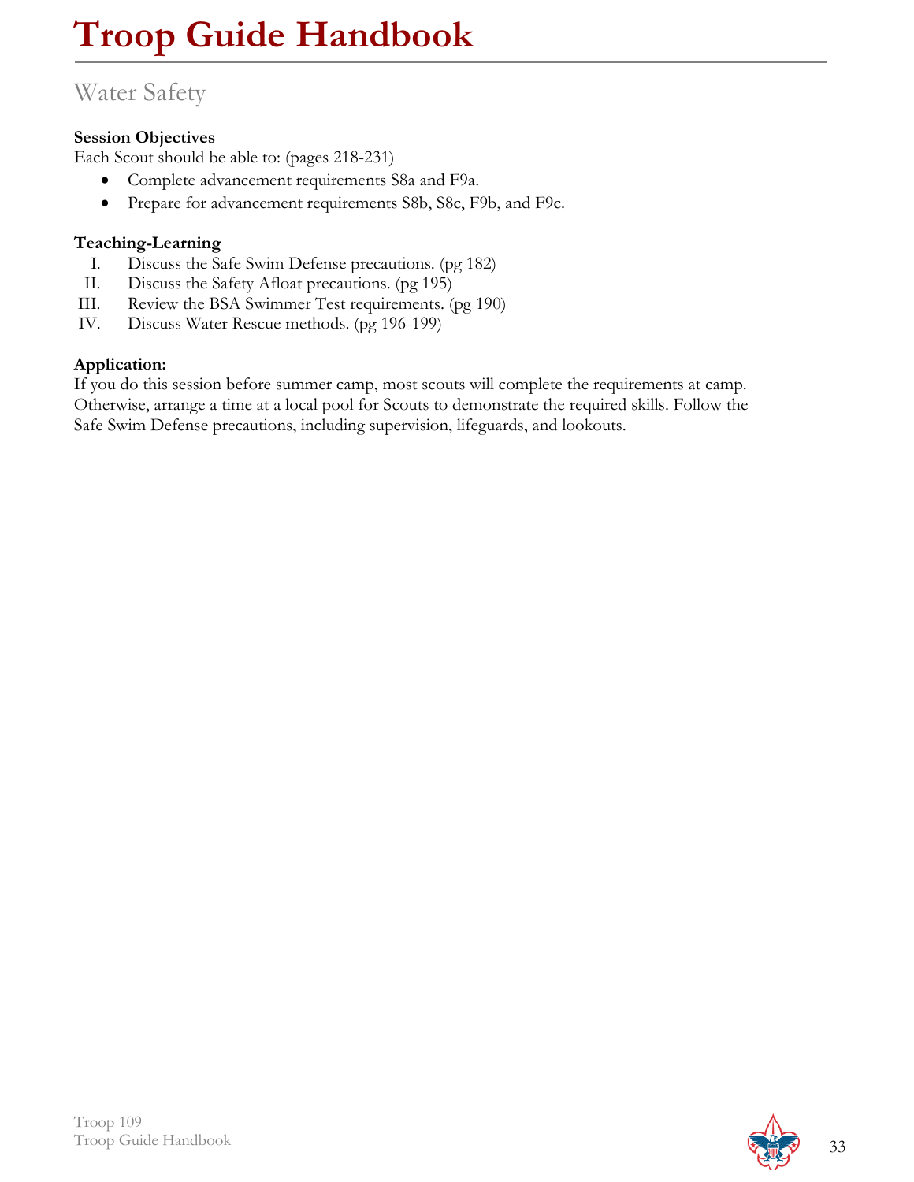# Troop Guide Handbook

## Water Safety

**Session Objectives**

Each Scout should be able to: (pages 218-231)

- Complete advancement requirements S8a and F9a.
- Prepare for advancement requirements S8b, S8c, F9b, and F9c.

**Teaching-Learning**

I. Discuss the Safe Swim Defense precautions. (pg 182)
II. Discuss the Safety Afloat precautions. (pg 195)
III. Review the BSA Swimmer Test requirements. (pg 190)
IV. Discuss Water Rescue methods. (pg 196-199)

**Application:**

If you do this session before summer camp, most scouts will complete the requirements at camp. Otherwise, arrange a time at a local pool for Scouts to demonstrate the required skills. Follow the Safe Swim Defense precautions, including supervision, lifeguards, and lookouts.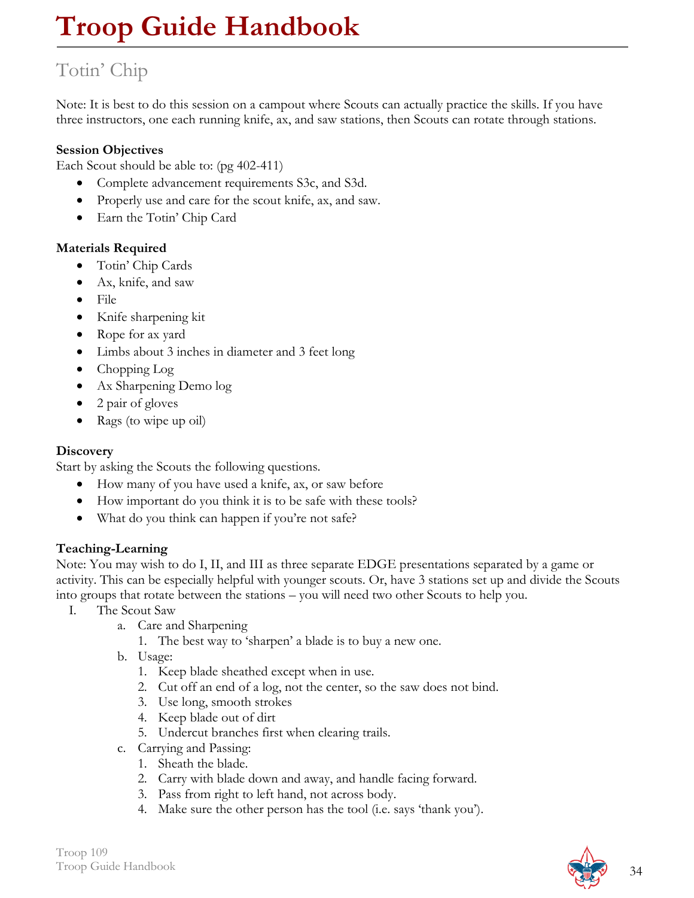# Troop Guide Handbook

## Totin' Chip

Note: It is best to do this session on a campout where Scouts can actually practice the skills. If you have three instructors, one each running knife, ax, and saw stations, then Scouts can rotate through stations.

**Session Objectives**

Each Scout should be able to: (pg 402-411)

- Complete advancement requirements S3c, and S3d.
- Properly use and care for the scout knife, ax, and saw.
- Earn the Totin' Chip Card

**Materials Required**

- Totin' Chip Cards
- Ax, knife, and saw
- File
- Knife sharpening kit
- Rope for ax yard
- Limbs about 3 inches in diameter and 3 feet long
- Chopping Log
- Ax Sharpening Demo log
- 2 pair of gloves
- Rags (to wipe up oil)

**Discovery**

Start by asking the Scouts the following questions.

- How many of you have used a knife, ax, or saw before
- How important do you think it is to be safe with these tools?
- What do you think can happen if you're not safe?

**Teaching-Learning**

Note: You may wish to do I, II, and III as three separate EDGE presentations separated by a game or activity. This can be especially helpful with younger scouts. Or, have 3 stations set up and divide the Scouts into groups that rotate between the stations – you will need two other Scouts to help you.

I. The Scout Saw
   a. Care and Sharpening
      1. The best way to 'sharpen' a blade is to buy a new one.
   b. Usage:
      1. Keep blade sheathed except when in use.
      2. Cut off an end of a log, not the center, so the saw does not bind.
      3. Use long, smooth strokes
      4. Keep blade out of dirt
      5. Undercut branches first when clearing trails.
   c. Carrying and Passing:
      1. Sheath the blade.
      2. Carry with blade down and away, and handle facing forward.
      3. Pass from right to left hand, not across body.
      4. Make sure the other person has the tool (i.e. says 'thank you').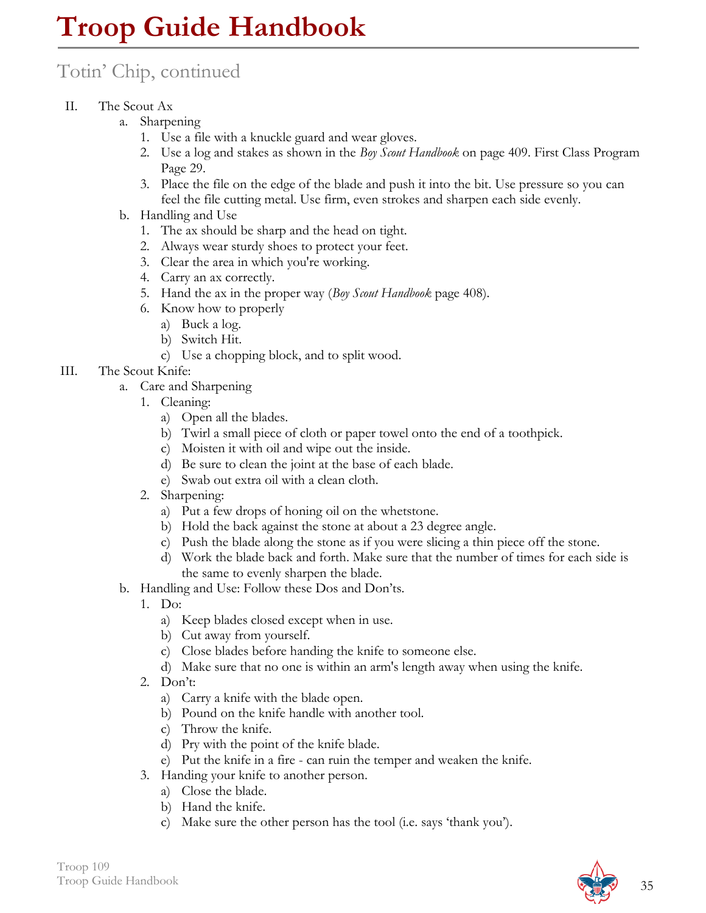# Troop Guide Handbook

## Totin' Chip, continued

II. The Scout Ax
   a. Sharpening
      1. Use a file with a knuckle guard and wear gloves.
      2. Use a log and stakes as shown in the *Boy Scout Handbook* on page 409. First Class Program Page 29.
      3. Place the file on the edge of the blade and push it into the bit. Use pressure so you can feel the file cutting metal. Use firm, even strokes and sharpen each side evenly.
   b. Handling and Use
      1. The ax should be sharp and the head on tight.
      2. Always wear sturdy shoes to protect your feet.
      3. Clear the area in which you're working.
      4. Carry an ax correctly.
      5. Hand the ax in the proper way (*Boy Scout Handbook* page 408).
      6. Know how to properly
         a) Buck a log.
         b) Switch Hit.
         c) Use a chopping block, and to split wood.

III. The Scout Knife:
   a. Care and Sharpening
      1. Cleaning:
         a) Open all the blades.
         b) Twirl a small piece of cloth or paper towel onto the end of a toothpick.
         c) Moisten it with oil and wipe out the inside.
         d) Be sure to clean the joint at the base of each blade.
         e) Swab out extra oil with a clean cloth.
      2. Sharpening:
         a) Put a few drops of honing oil on the whetstone.
         b) Hold the back against the stone at about a 23 degree angle.
         c) Push the blade along the stone as if you were slicing a thin piece off the stone.
         d) Work the blade back and forth. Make sure that the number of times for each side is the same to evenly sharpen the blade.
   b. Handling and Use: Follow these Dos and Don'ts.
      1. Do:
         a) Keep blades closed except when in use.
         b) Cut away from yourself.
         c) Close blades before handing the knife to someone else.
         d) Make sure that no one is within an arm's length away when using the knife.
      2. Don't:
         a) Carry a knife with the blade open.
         b) Pound on the knife handle with another tool.
         c) Throw the knife.
         d) Pry with the point of the knife blade.
         e) Put the knife in a fire - can ruin the temper and weaken the knife.
      3. Handing your knife to another person.
         a) Close the blade.
         b) Hand the knife.
         c) Make sure the other person has the tool (i.e. says 'thank you').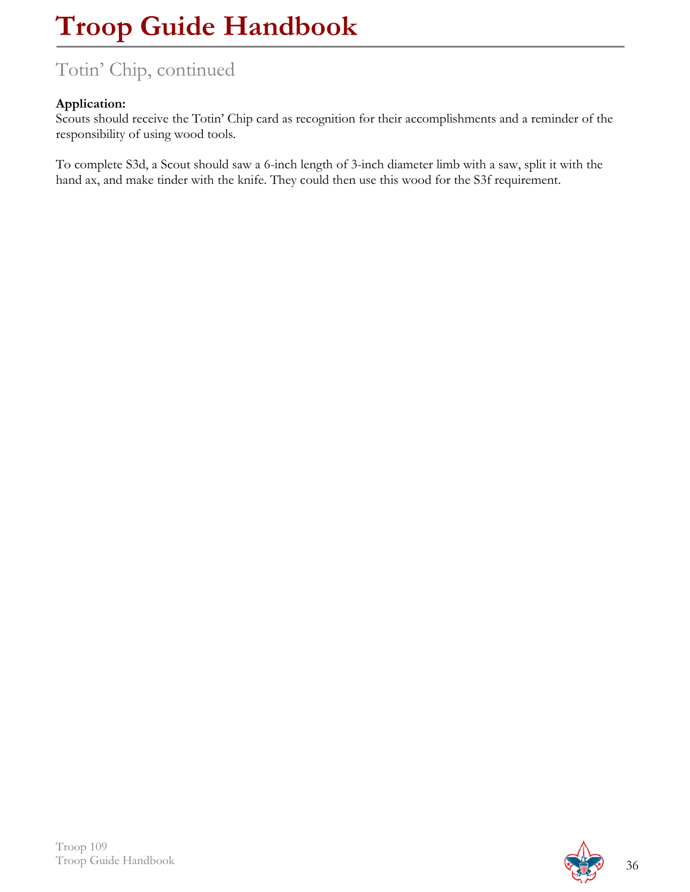## Totin' Chip, continued

**Application:**
Scouts should receive the Totin' Chip card as recognition for their accomplishments and a reminder of the responsibility of using wood tools.

To complete S3d, a Scout should saw a 6-inch length of 3-inch diameter limb with a saw, split it with the hand ax, and make tinder with the knife. They could then use this wood for the S3f requirement.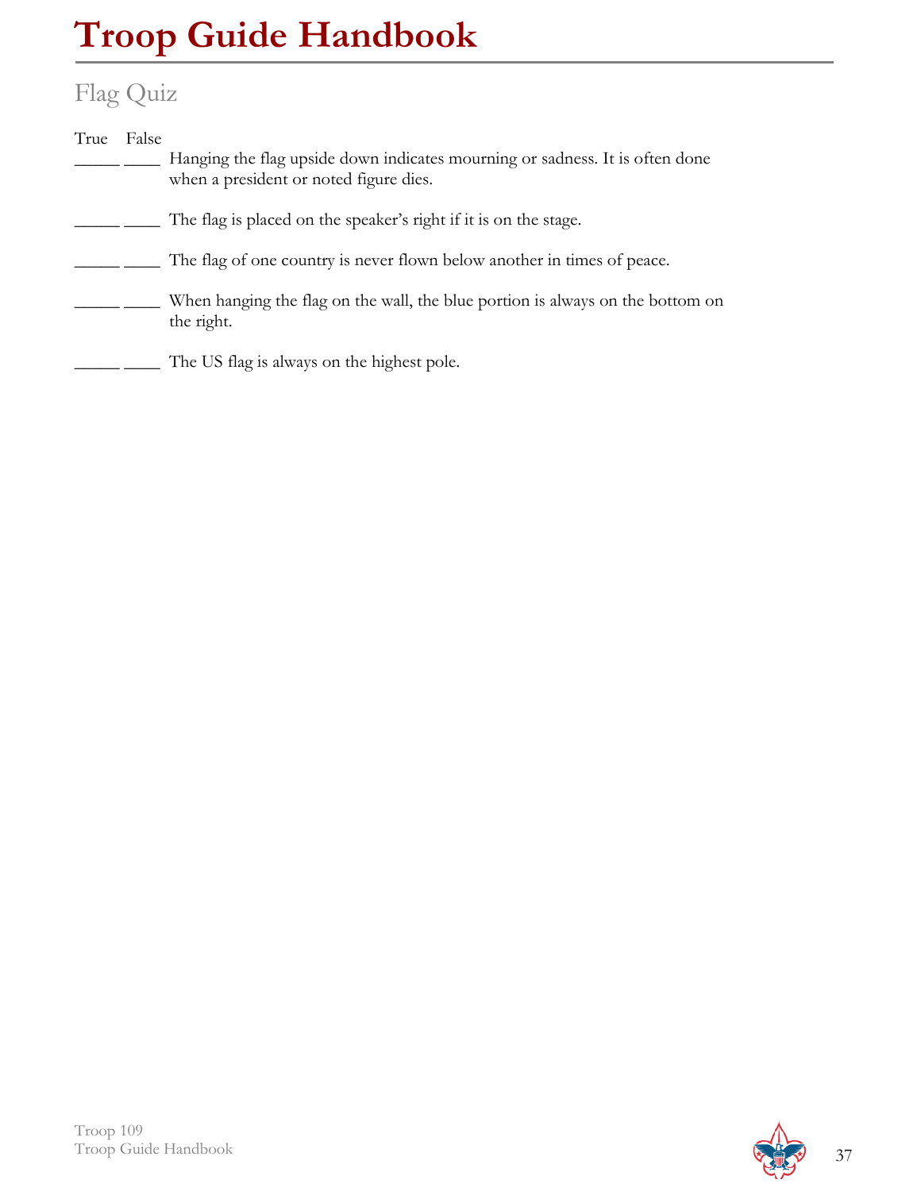# Troop Guide Handbook

## Flag Quiz

True False

_____ ____ Hanging the flag upside down indicates mourning or sadness. It is often done when a president or noted figure dies.

_____ ____ The flag is placed on the speaker's right if it is on the stage.

_____ ____ The flag of one country is never flown below another in times of peace.

_____ ____ When hanging the flag on the wall, the blue portion is always on the bottom on the right.

_____ ____ The US flag is always on the highest pole.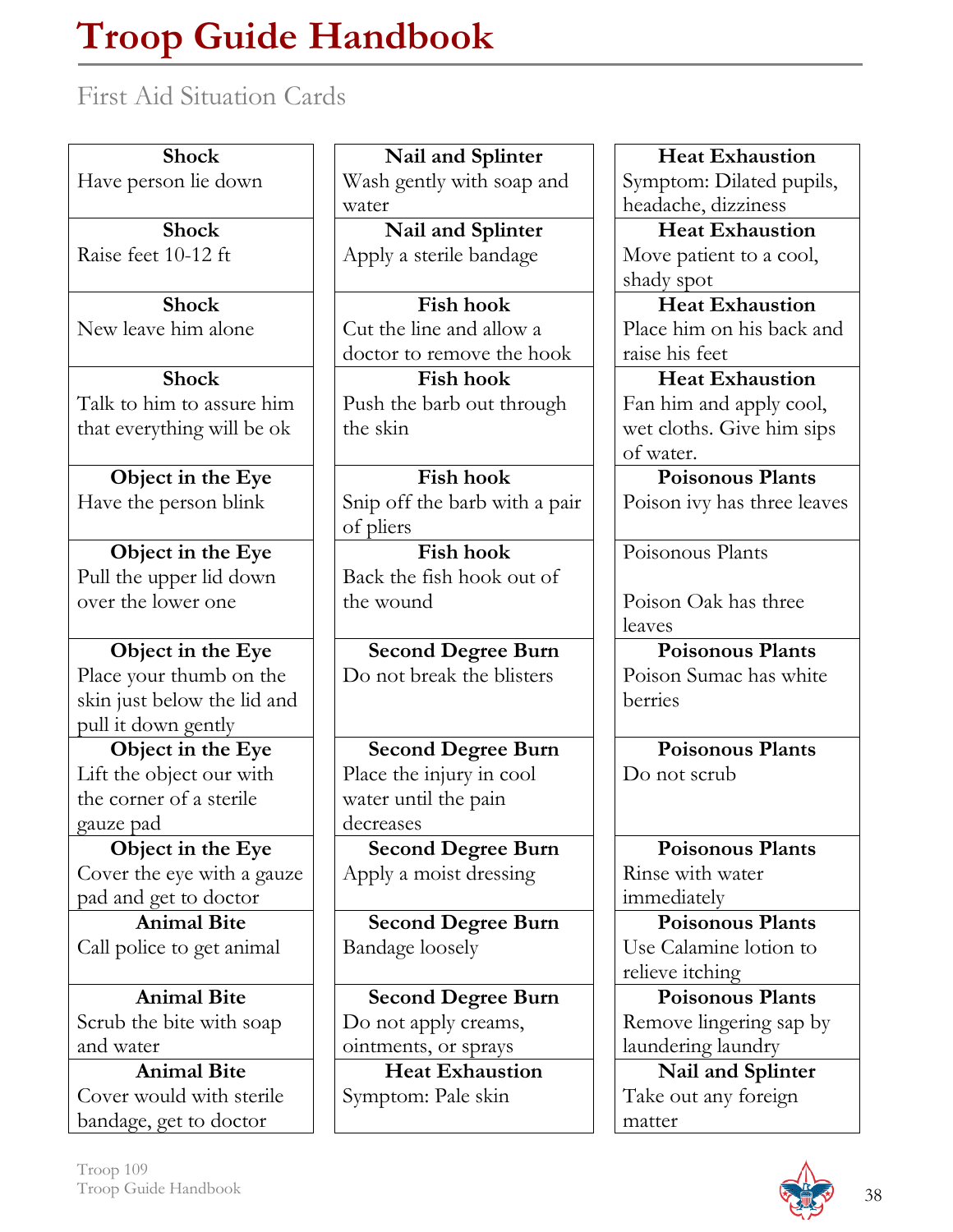# Troop Guide Handbook

## First Aid Situation Cards

| | | |
|---|---|---|
| **Shock**<br>Have person lie down | **Nail and Splinter**<br>Wash gently with soap and water | **Heat Exhaustion**<br>Symptom: Dilated pupils, headache, dizziness |
| **Shock**<br>Raise feet 10-12 ft | **Nail and Splinter**<br>Apply a sterile bandage | **Heat Exhaustion**<br>Move patient to a cool, shady spot |
| **Shock**<br>New leave him alone | **Fish hook**<br>Cut the line and allow a doctor to remove the hook | **Heat Exhaustion**<br>Place him on his back and raise his feet |
| **Shock**<br>Talk to him to assure him that everything will be ok | **Fish hook**<br>Push the barb out through the skin | **Heat Exhaustion**<br>Fan him and apply cool, wet cloths. Give him sips of water. |
| **Object in the Eye**<br>Have the person blink | **Fish hook**<br>Snip off the barb with a pair of pliers | **Poisonous Plants**<br>Poison ivy has three leaves |
| **Object in the Eye**<br>Pull the upper lid down over the lower one | **Fish hook**<br>Back the fish hook out of the wound | Poisonous Plants<br><br>Poison Oak has three leaves |
| **Object in the Eye**<br>Place your thumb on the skin just below the lid and pull it down gently | **Second Degree Burn**<br>Do not break the blisters | **Poisonous Plants**<br>Poison Sumac has white berries |
| **Object in the Eye**<br>Lift the object our with the corner of a sterile gauze pad | **Second Degree Burn**<br>Place the injury in cool water until the pain decreases | **Poisonous Plants**<br>Do not scrub |
| **Object in the Eye**<br>Cover the eye with a gauze pad and get to doctor | **Second Degree Burn**<br>Apply a moist dressing | **Poisonous Plants**<br>Rinse with water immediately |
| **Animal Bite**<br>Call police to get animal | **Second Degree Burn**<br>Bandage loosely | **Poisonous Plants**<br>Use Calamine lotion to relieve itching |
| **Animal Bite**<br>Scrub the bite with soap and water | **Second Degree Burn**<br>Do not apply creams, ointments, or sprays | **Poisonous Plants**<br>Remove lingering sap by laundering laundry |
| **Animal Bite**<br>Cover would with sterile bandage, get to doctor | **Heat Exhaustion**<br>Symptom: Pale skin | **Nail and Splinter**<br>Take out any foreign matter |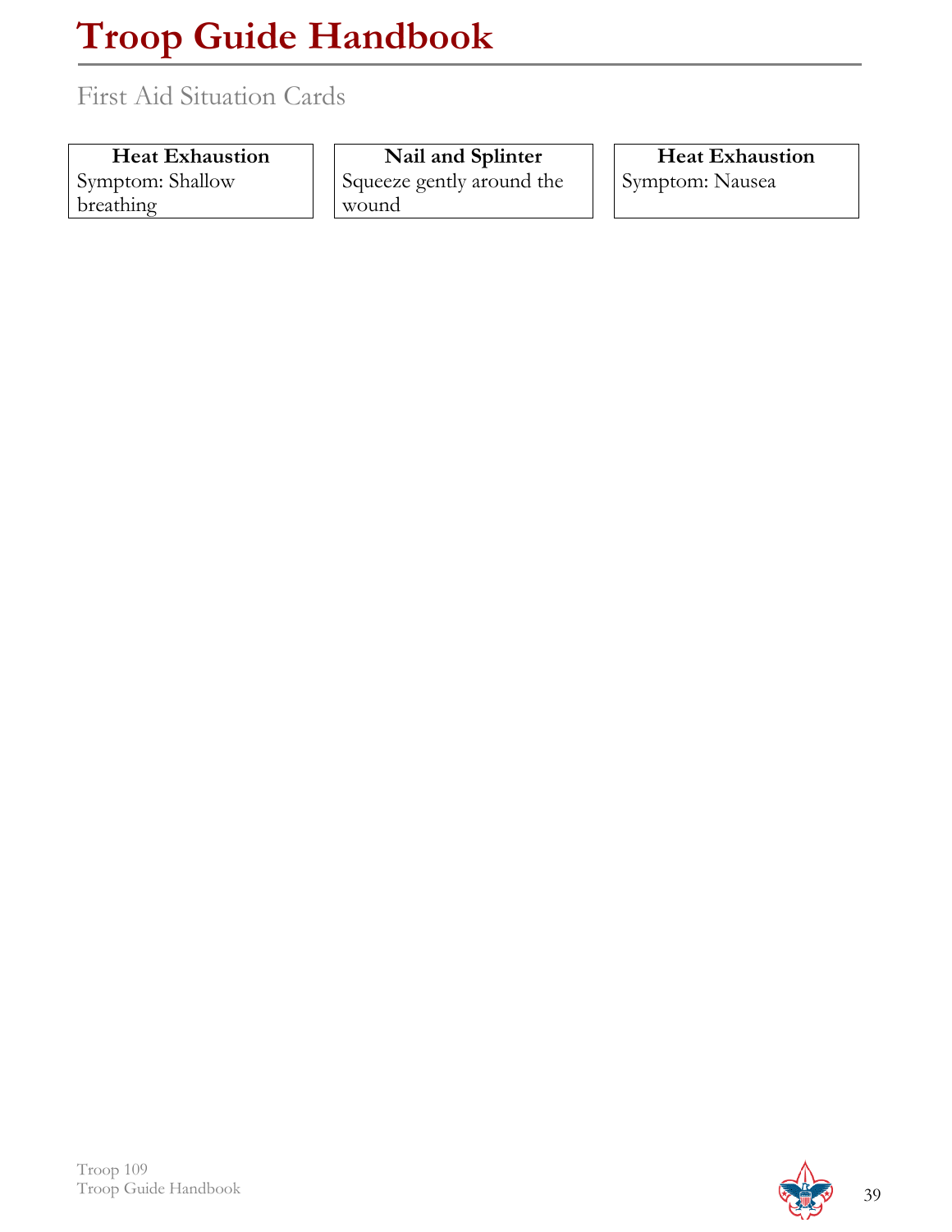# Troop Guide Handbook

First Aid Situation Cards

| | | |
|---|---|---|
| **Heat Exhaustion**<br>Symptom: Shallow breathing | **Nail and Splinter**<br>Squeeze gently around the wound | **Heat Exhaustion**<br>Symptom: Nausea |